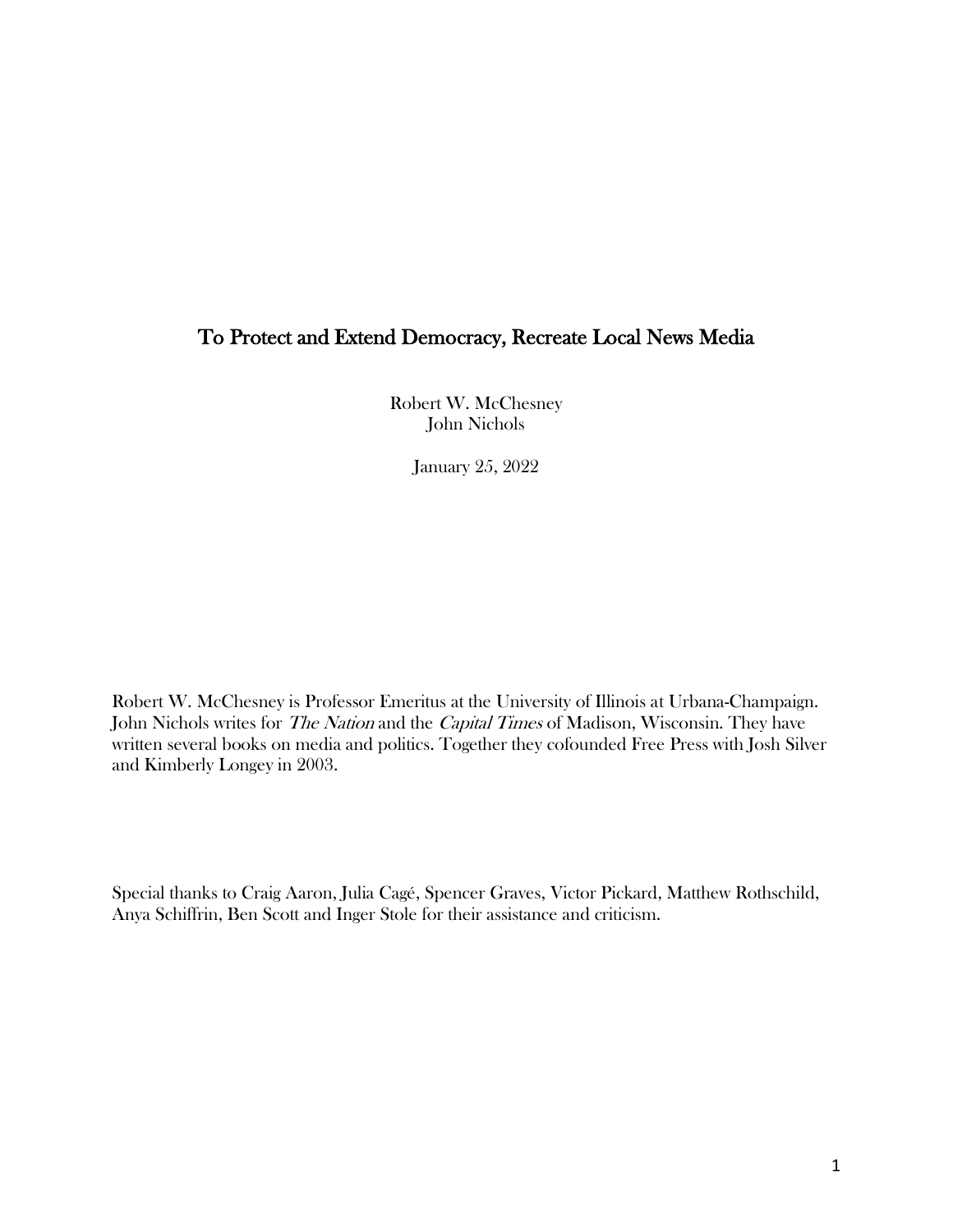# To Protect and Extend Democracy, Recreate Local News Media

Robert W. McChesney
John Nichols

January 25, 2022

Robert W. McChesney is Professor Emeritus at the University of Illinois at Urbana-Champaign. John Nichols writes for *The Nation* and the *Capital Times* of Madison, Wisconsin. They have written several books on media and politics. Together they cofounded Free Press with Josh Silver and Kimberly Longey in 2003.

Special thanks to Craig Aaron, Julia Cagé, Spencer Graves, Victor Pickard, Matthew Rothschild, Anya Schiffrin, Ben Scott and Inger Stole for their assistance and criticism.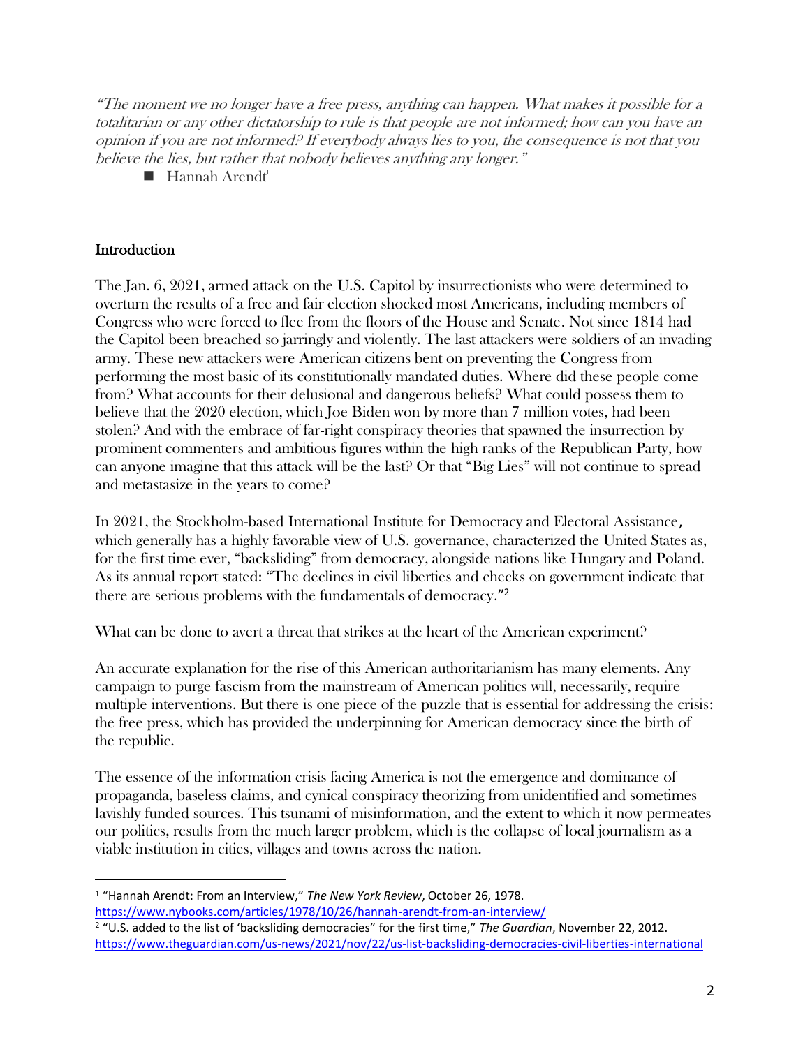*"The moment we no longer have a free press, anything can happen. What makes it possible for a totalitarian or any other dictatorship to rule is that people are not informed; how can you have an opinion if you are not informed? If everybody always lies to you, the consequence is not that you believe the lies, but rather that nobody believes anything any longer."*

- Hannah Arendt[1]

## Introduction

The Jan. 6, 2021, armed attack on the U.S. Capitol by insurrectionists who were determined to overturn the results of a free and fair election shocked most Americans, including members of Congress who were forced to flee from the floors of the House and Senate. Not since 1814 had the Capitol been breached so jarringly and violently. The last attackers were soldiers of an invading army. These new attackers were American citizens bent on preventing the Congress from performing the most basic of its constitutionally mandated duties. Where did these people come from? What accounts for their delusional and dangerous beliefs? What could possess them to believe that the 2020 election, which Joe Biden won by more than 7 million votes, had been stolen? And with the embrace of far-right conspiracy theories that spawned the insurrection by prominent commenters and ambitious figures within the high ranks of the Republican Party, how can anyone imagine that this attack will be the last? Or that "Big Lies" will not continue to spread and metastasize in the years to come?

In 2021, the Stockholm-based International Institute for Democracy and Electoral Assistance, which generally has a highly favorable view of U.S. governance, characterized the United States as, for the first time ever, "backsliding" from democracy, alongside nations like Hungary and Poland. As its annual report stated: "The declines in civil liberties and checks on government indicate that there are serious problems with the fundamentals of democracy."[2]

What can be done to avert a threat that strikes at the heart of the American experiment?

An accurate explanation for the rise of this American authoritarianism has many elements. Any campaign to purge fascism from the mainstream of American politics will, necessarily, require multiple interventions. But there is one piece of the puzzle that is essential for addressing the crisis: the free press, which has provided the underpinning for American democracy since the birth of the republic.

The essence of the information crisis facing America is not the emergence and dominance of propaganda, baseless claims, and cynical conspiracy theorizing from unidentified and sometimes lavishly funded sources. This tsunami of misinformation, and the extent to which it now permeates our politics, results from the much larger problem, which is the collapse of local journalism as a viable institution in cities, villages and towns across the nation.

---

[1] "Hannah Arendt: From an Interview," *The New York Review*, October 26, 1978. https://www.nybooks.com/articles/1978/10/26/hannah-arendt-from-an-interview/

[2] "U.S. added to the list of 'backsliding democracies" for the first time," *The Guardian*, November 22, 2012. https://www.theguardian.com/us-news/2021/nov/22/us-list-backsliding-democracies-civil-liberties-international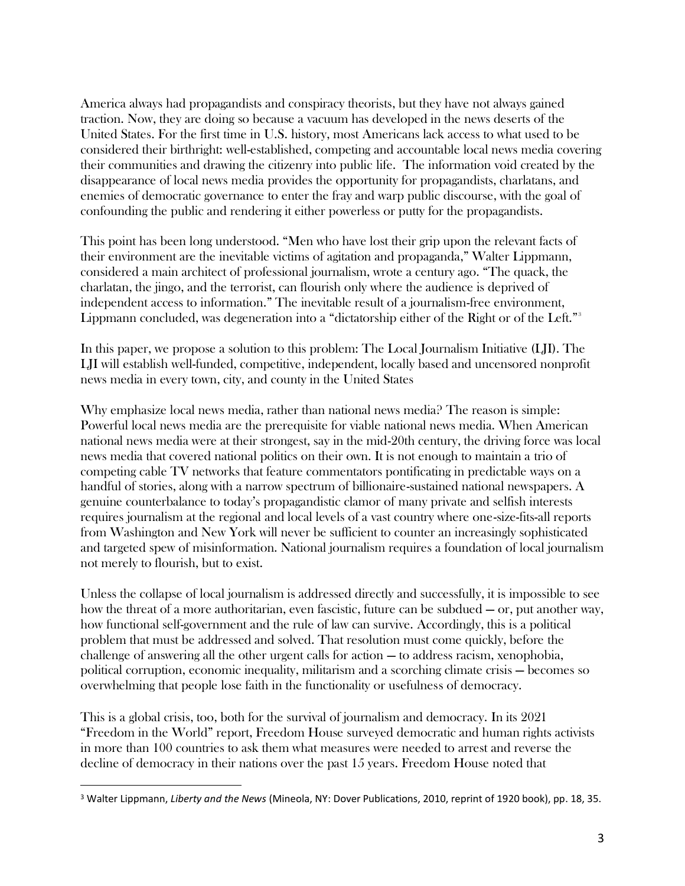America always had propagandists and conspiracy theorists, but they have not always gained traction. Now, they are doing so because a vacuum has developed in the news deserts of the United States. For the first time in U.S. history, most Americans lack access to what used to be considered their birthright: well-established, competing and accountable local news media covering their communities and drawing the citizenry into public life. The information void created by the disappearance of local news media provides the opportunity for propagandists, charlatans, and enemies of democratic governance to enter the fray and warp public discourse, with the goal of confounding the public and rendering it either powerless or putty for the propagandists.

This point has been long understood. "Men who have lost their grip upon the relevant facts of their environment are the inevitable victims of agitation and propaganda," Walter Lippmann, considered a main architect of professional journalism, wrote a century ago. "The quack, the charlatan, the jingo, and the terrorist, can flourish only where the audience is deprived of independent access to information." The inevitable result of a journalism-free environment, Lippmann concluded, was degeneration into a "dictatorship either of the Right or of the Left."[3]

In this paper, we propose a solution to this problem: The Local Journalism Initiative (LJI). The LJI will establish well-funded, competitive, independent, locally based and uncensored nonprofit news media in every town, city, and county in the United States

Why emphasize local news media, rather than national news media? The reason is simple: Powerful local news media are the prerequisite for viable national news media. When American national news media were at their strongest, say in the mid-20th century, the driving force was local news media that covered national politics on their own. It is not enough to maintain a trio of competing cable TV networks that feature commentators pontificating in predictable ways on a handful of stories, along with a narrow spectrum of billionaire-sustained national newspapers. A genuine counterbalance to today's propagandistic clamor of many private and selfish interests requires journalism at the regional and local levels of a vast country where one-size-fits-all reports from Washington and New York will never be sufficient to counter an increasingly sophisticated and targeted spew of misinformation. National journalism requires a foundation of local journalism not merely to flourish, but to exist.

Unless the collapse of local journalism is addressed directly and successfully, it is impossible to see how the threat of a more authoritarian, even fascistic, future can be subdued — or, put another way, how functional self-government and the rule of law can survive. Accordingly, this is a political problem that must be addressed and solved. That resolution must come quickly, before the challenge of answering all the other urgent calls for action — to address racism, xenophobia, political corruption, economic inequality, militarism and a scorching climate crisis — becomes so overwhelming that people lose faith in the functionality or usefulness of democracy.

This is a global crisis, too, both for the survival of journalism and democracy. In its 2021 "Freedom in the World" report, Freedom House surveyed democratic and human rights activists in more than 100 countries to ask them what measures were needed to arrest and reverse the decline of democracy in their nations over the past 15 years. Freedom House noted that

---

[3] Walter Lippmann, *Liberty and the News* (Mineola, NY: Dover Publications, 2010, reprint of 1920 book), pp. 18, 35.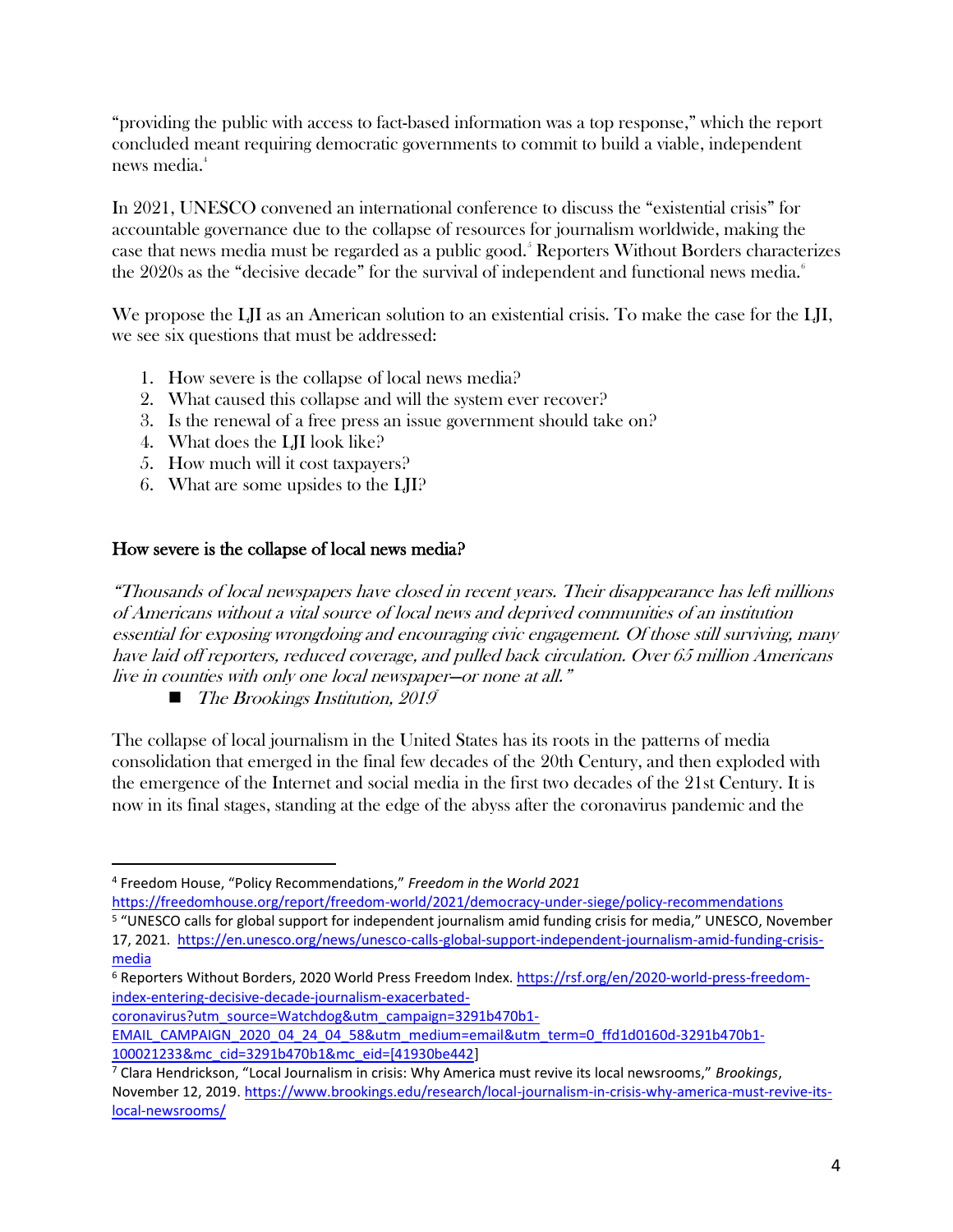"providing the public with access to fact-based information was a top response," which the report concluded meant requiring democratic governments to commit to build a viable, independent news media.[4]

In 2021, UNESCO convened an international conference to discuss the "existential crisis" for accountable governance due to the collapse of resources for journalism worldwide, making the case that news media must be regarded as a public good.[5] Reporters Without Borders characterizes the 2020s as the "decisive decade" for the survival of independent and functional news media.[6]

We propose the LJI as an American solution to an existential crisis. To make the case for the LJI, we see six questions that must be addressed:

1. How severe is the collapse of local news media?
2. What caused this collapse and will the system ever recover?
3. Is the renewal of a free press an issue government should take on?
4. What does the LJI look like?
5. How much will it cost taxpayers?
6. What are some upsides to the LJI?

## How severe is the collapse of local news media?

*"Thousands of local newspapers have closed in recent years. Their disappearance has left millions of Americans without a vital source of local news and deprived communities of an institution essential for exposing wrongdoing and encouraging civic engagement. Of those still surviving, many have laid off reporters, reduced coverage, and pulled back circulation. Over 65 million Americans live in counties with only one local newspaper—or none at all."*

- *The Brookings Institution, 2019*[7]

The collapse of local journalism in the United States has its roots in the patterns of media consolidation that emerged in the final few decades of the 20th Century, and then exploded with the emergence of the Internet and social media in the first two decades of the 21st Century. It is now in its final stages, standing at the edge of the abyss after the coronavirus pandemic and the

---

[4] Freedom House, "Policy Recommendations," *Freedom in the World 2021* https://freedomhouse.org/report/freedom-world/2021/democracy-under-siege/policy-recommendations

[5] "UNESCO calls for global support for independent journalism amid funding crisis for media," UNESCO, November 17, 2021. https://en.unesco.org/news/unesco-calls-global-support-independent-journalism-amid-funding-crisis-media

[6] Reporters Without Borders, 2020 World Press Freedom Index. https://rsf.org/en/2020-world-press-freedom-index-entering-decisive-decade-journalism-exacerbated-coronavirus?utm_source=Watchdog&utm_campaign=3291b470b1-EMAIL_CAMPAIGN_2020_04_24_04_58&utm_medium=email&utm_term=0_ffd1d0160d-3291b470b1-100021233&mc_cid=3291b470b1&mc_eid=[41930be442]

[7] Clara Hendrickson, "Local Journalism in crisis: Why America must revive its local newsrooms," *Brookings*, November 12, 2019. https://www.brookings.edu/research/local-journalism-in-crisis-why-america-must-revive-its-local-newsrooms/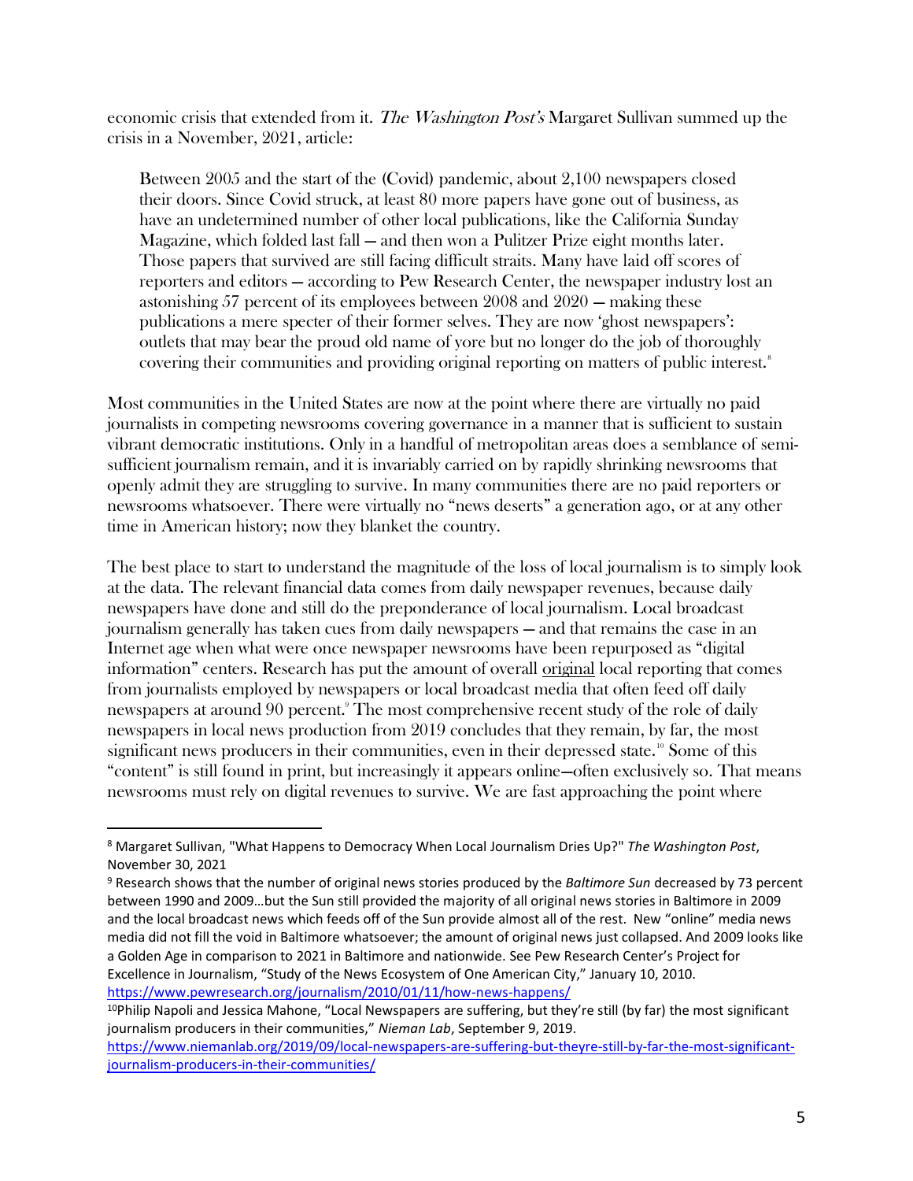economic crisis that extended from it. *The Washington Post's* Margaret Sullivan summed up the crisis in a November, 2021, article:

> Between 2005 and the start of the (Covid) pandemic, about 2,100 newspapers closed their doors. Since Covid struck, at least 80 more papers have gone out of business, as have an undetermined number of other local publications, like the California Sunday Magazine, which folded last fall — and then won a Pulitzer Prize eight months later. Those papers that survived are still facing difficult straits. Many have laid off scores of reporters and editors — according to Pew Research Center, the newspaper industry lost an astonishing 57 percent of its employees between 2008 and 2020 — making these publications a mere specter of their former selves. They are now 'ghost newspapers': outlets that may bear the proud old name of yore but no longer do the job of thoroughly covering their communities and providing original reporting on matters of public interest.[8]

Most communities in the United States are now at the point where there are virtually no paid journalists in competing newsrooms covering governance in a manner that is sufficient to sustain vibrant democratic institutions. Only in a handful of metropolitan areas does a semblance of semi-sufficient journalism remain, and it is invariably carried on by rapidly shrinking newsrooms that openly admit they are struggling to survive. In many communities there are no paid reporters or newsrooms whatsoever. There were virtually no "news deserts" a generation ago, or at any other time in American history; now they blanket the country.

The best place to start to understand the magnitude of the loss of local journalism is to simply look at the data. The relevant financial data comes from daily newspaper revenues, because daily newspapers have done and still do the preponderance of local journalism. Local broadcast journalism generally has taken cues from daily newspapers — and that remains the case in an Internet age when what were once newspaper newsrooms have been repurposed as "digital information" centers. Research has put the amount of overall <u>original</u> local reporting that comes from journalists employed by newspapers or local broadcast media that often feed off daily newspapers at around 90 percent.[9] The most comprehensive recent study of the role of daily newspapers in local news production from 2019 concludes that they remain, by far, the most significant news producers in their communities, even in their depressed state.[10] Some of this "content" is still found in print, but increasingly it appears online—often exclusively so. That means newsrooms must rely on digital revenues to survive. We are fast approaching the point where

---

[8] Margaret Sullivan, "What Happens to Democracy When Local Journalism Dries Up?" *The Washington Post*, November 30, 2021

[9] Research shows that the number of original news stories produced by the *Baltimore Sun* decreased by 73 percent between 1990 and 2009…but the Sun still provided the majority of all original news stories in Baltimore in 2009 and the local broadcast news which feeds off of the Sun provide almost all of the rest. New "online" media news media did not fill the void in Baltimore whatsoever; the amount of original news just collapsed. And 2009 looks like a Golden Age in comparison to 2021 in Baltimore and nationwide. See Pew Research Center's Project for Excellence in Journalism, "Study of the News Ecosystem of One American City," January 10, 2010. https://www.pewresearch.org/journalism/2010/01/11/how-news-happens/

[10] Philip Napoli and Jessica Mahone, "Local Newspapers are suffering, but they're still (by far) the most significant journalism producers in their communities," *Nieman Lab*, September 9, 2019. https://www.niemanlab.org/2019/09/local-newspapers-are-suffering-but-theyre-still-by-far-the-most-significant-journalism-producers-in-their-communities/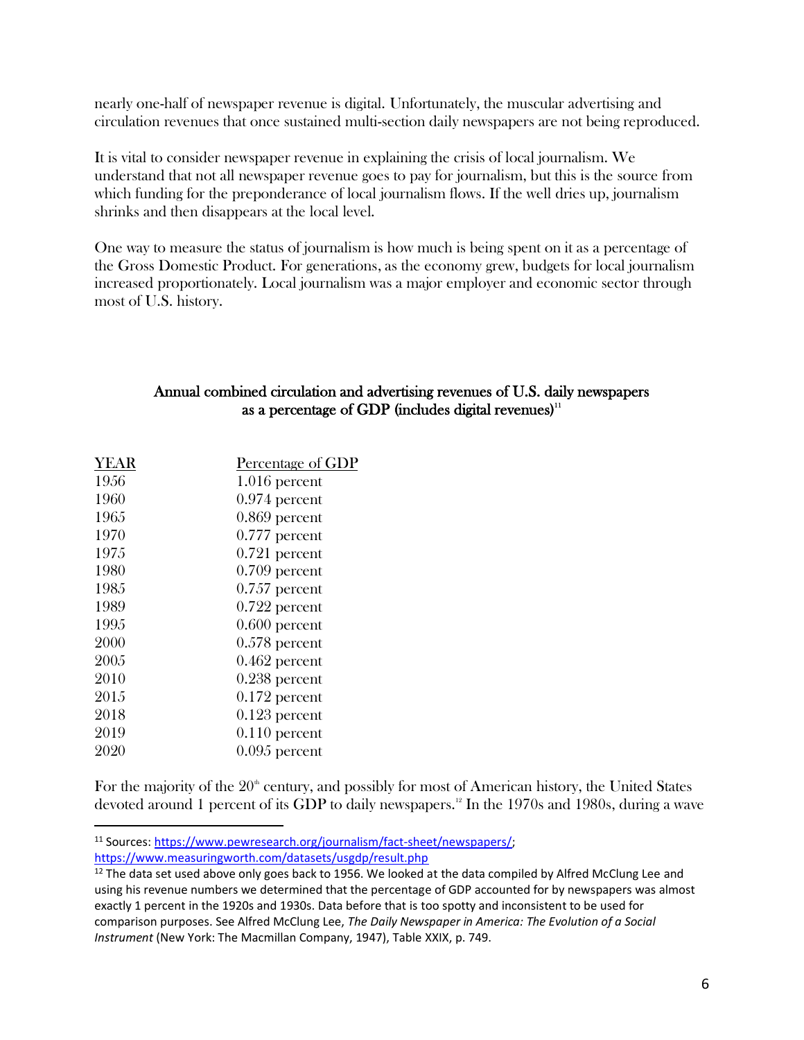nearly one-half of newspaper revenue is digital. Unfortunately, the muscular advertising and circulation revenues that once sustained multi-section daily newspapers are not being reproduced.

It is vital to consider newspaper revenue in explaining the crisis of local journalism. We understand that not all newspaper revenue goes to pay for journalism, but this is the source from which funding for the preponderance of local journalism flows. If the well dries up, journalism shrinks and then disappears at the local level.

One way to measure the status of journalism is how much is being spent on it as a percentage of the Gross Domestic Product. For generations, as the economy grew, budgets for local journalism increased proportionately. Local journalism was a major employer and economic sector through most of U.S. history.

### Annual combined circulation and advertising revenues of U.S. daily newspapers as a percentage of GDP (includes digital revenues)[11]

| YEAR | Percentage of GDP |
|---|---|
| 1956 | 1.016 percent |
| 1960 | 0.974 percent |
| 1965 | 0.869 percent |
| 1970 | 0.777 percent |
| 1975 | 0.721 percent |
| 1980 | 0.709 percent |
| 1985 | 0.757 percent |
| 1989 | 0.722 percent |
| 1995 | 0.600 percent |
| 2000 | 0.578 percent |
| 2005 | 0.462 percent |
| 2010 | 0.238 percent |
| 2015 | 0.172 percent |
| 2018 | 0.123 percent |
| 2019 | 0.110 percent |
| 2020 | 0.095 percent |

For the majority of the 20th century, and possibly for most of American history, the United States devoted around 1 percent of its GDP to daily newspapers.[12] In the 1970s and 1980s, during a wave

---

[11] Sources: https://www.pewresearch.org/journalism/fact-sheet/newspapers/; https://www.measuringworth.com/datasets/usgdp/result.php

[12] The data set used above only goes back to 1956. We looked at the data compiled by Alfred McClung Lee and using his revenue numbers we determined that the percentage of GDP accounted for by newspapers was almost exactly 1 percent in the 1920s and 1930s. Data before that is too spotty and inconsistent to be used for comparison purposes. See Alfred McClung Lee, *The Daily Newspaper in America: The Evolution of a Social Instrument* (New York: The Macmillan Company, 1947), Table XXIX, p. 749.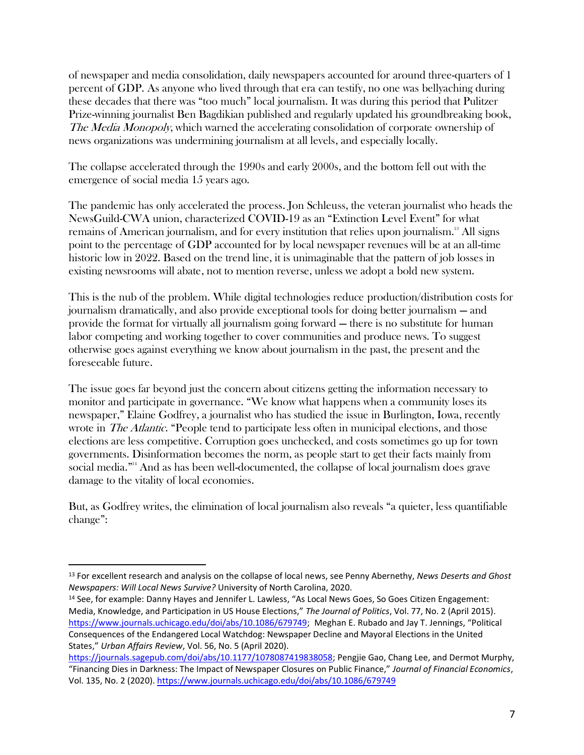of newspaper and media consolidation, daily newspapers accounted for around three-quarters of 1 percent of GDP. As anyone who lived through that era can testify, no one was bellyaching during these decades that there was "too much" local journalism. It was during this period that Pulitzer Prize-winning journalist Ben Bagdikian published and regularly updated his groundbreaking book, *The Media Monopoly*, which warned the accelerating consolidation of corporate ownership of news organizations was undermining journalism at all levels, and especially locally.

The collapse accelerated through the 1990s and early 2000s, and the bottom fell out with the emergence of social media 15 years ago.

The pandemic has only accelerated the process. Jon Schleuss, the veteran journalist who heads the NewsGuild-CWA union, characterized COVID-19 as an "Extinction Level Event" for what remains of American journalism, and for every institution that relies upon journalism.[13] All signs point to the percentage of GDP accounted for by local newspaper revenues will be at an all-time historic low in 2022. Based on the trend line, it is unimaginable that the pattern of job losses in existing newsrooms will abate, not to mention reverse, unless we adopt a bold new system.

This is the nub of the problem. While digital technologies reduce production/distribution costs for journalism dramatically, and also provide exceptional tools for doing better journalism — and provide the format for virtually all journalism going forward — there is no substitute for human labor competing and working together to cover communities and produce news. To suggest otherwise goes against everything we know about journalism in the past, the present and the foreseeable future.

The issue goes far beyond just the concern about citizens getting the information necessary to monitor and participate in governance. "We know what happens when a community loses its newspaper," Elaine Godfrey, a journalist who has studied the issue in Burlington, Iowa, recently wrote in *The Atlantic*. "People tend to participate less often in municipal elections, and those elections are less competitive. Corruption goes unchecked, and costs sometimes go up for town governments. Disinformation becomes the norm, as people start to get their facts mainly from social media."[14] And as has been well-documented, the collapse of local journalism does grave damage to the vitality of local economies.

But, as Godfrey writes, the elimination of local journalism also reveals "a quieter, less quantifiable change":

---

[13] For excellent research and analysis on the collapse of local news, see Penny Abernethy, *News Deserts and Ghost Newspapers: Will Local News Survive?* University of North Carolina, 2020.

[14] See, for example: Danny Hayes and Jennifer L. Lawless, "As Local News Goes, So Goes Citizen Engagement: Media, Knowledge, and Participation in US House Elections," *The Journal of Politics*, Vol. 77, No. 2 (April 2015). https://www.journals.uchicago.edu/doi/abs/10.1086/679749; Meghan E. Rubado and Jay T. Jennings, "Political Consequences of the Endangered Local Watchdog: Newspaper Decline and Mayoral Elections in the United States," *Urban Affairs Review*, Vol. 56, No. 5 (April 2020). https://journals.sagepub.com/doi/abs/10.1177/1078087419838058; Pengjie Gao, Chang Lee, and Dermot Murphy, "Financing Dies in Darkness: The Impact of Newspaper Closures on Public Finance," *Journal of Financial Economics*, Vol. 135, No. 2 (2020). https://www.journals.uchicago.edu/doi/abs/10.1086/679749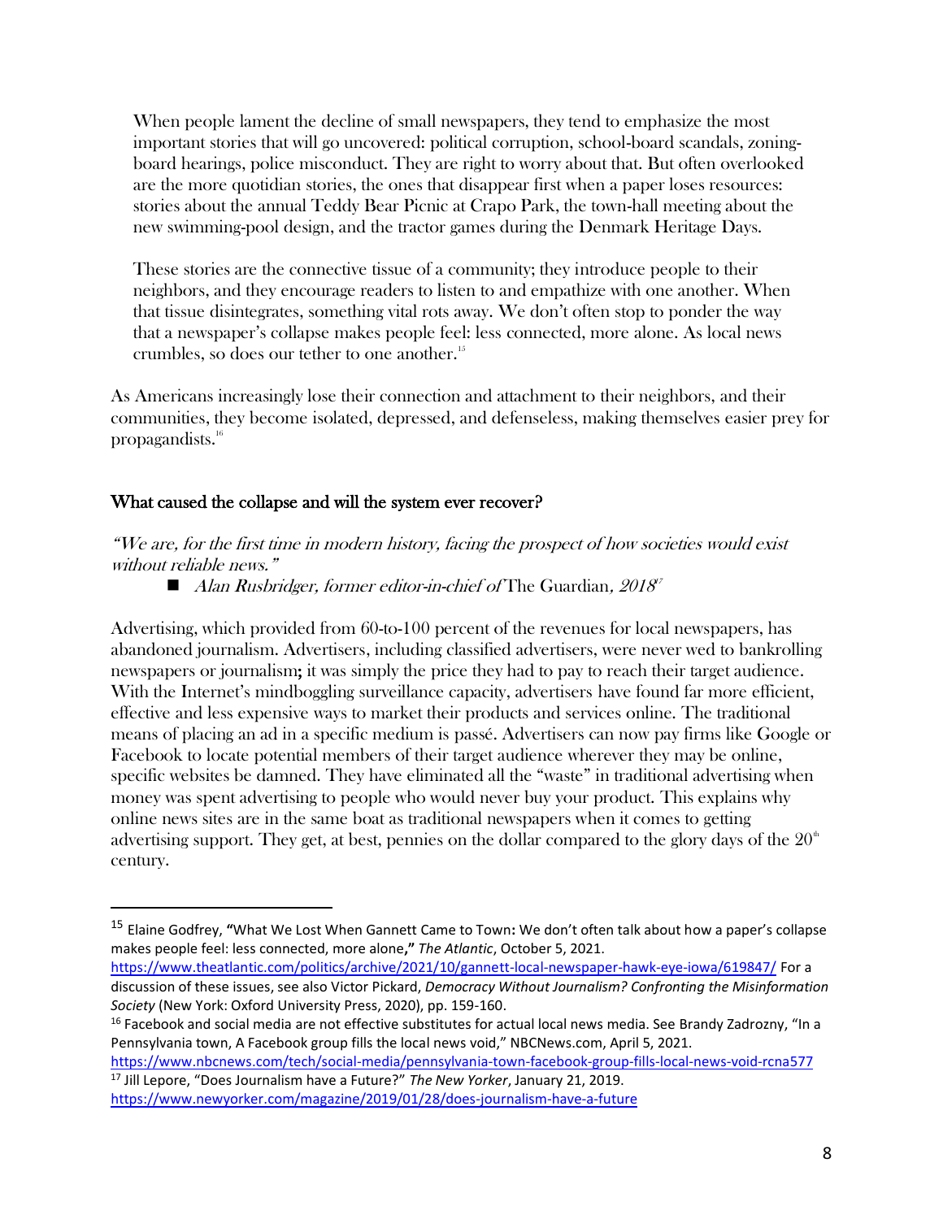> When people lament the decline of small newspapers, they tend to emphasize the most important stories that will go uncovered: political corruption, school-board scandals, zoning-board hearings, police misconduct. They are right to worry about that. But often overlooked are the more quotidian stories, the ones that disappear first when a paper loses resources: stories about the annual Teddy Bear Picnic at Crapo Park, the town-hall meeting about the new swimming-pool design, and the tractor games during the Denmark Heritage Days.
>
> These stories are the connective tissue of a community; they introduce people to their neighbors, and they encourage readers to listen to and empathize with one another. When that tissue disintegrates, something vital rots away. We don't often stop to ponder the way that a newspaper's collapse makes people feel: less connected, more alone. As local news crumbles, so does our tether to one another.[15]

As Americans increasingly lose their connection and attachment to their neighbors, and their communities, they become isolated, depressed, and defenseless, making themselves easier prey for propagandists.[16]

## What caused the collapse and will the system ever recover?

*"We are, for the first time in modern history, facing the prospect of how societies would exist without reliable news."*

- *Alan Rusbridger, former editor-in-chief of* The Guardian*, 2018*[17]

Advertising, which provided from 60-to-100 percent of the revenues for local newspapers, has abandoned journalism. Advertisers, including classified advertisers, were never wed to bankrolling newspapers or journalism**;** it was simply the price they had to pay to reach their target audience. With the Internet's mindboggling surveillance capacity, advertisers have found far more efficient, effective and less expensive ways to market their products and services online. The traditional means of placing an ad in a specific medium is passé. Advertisers can now pay firms like Google or Facebook to locate potential members of their target audience wherever they may be online, specific websites be damned. They have eliminated all the "waste" in traditional advertising when money was spent advertising to people who would never buy your product. This explains why online news sites are in the same boat as traditional newspapers when it comes to getting advertising support. They get, at best, pennies on the dollar compared to the glory days of the 20th century.

---

[15] Elaine Godfrey, **"**What We Lost When Gannett Came to Town**:** We don't often talk about how a paper's collapse makes people feel: less connected, more alone**,"** *The Atlantic*, October 5, 2021. https://www.theatlantic.com/politics/archive/2021/10/gannett-local-newspaper-hawk-eye-iowa/619847/ For a discussion of these issues, see also Victor Pickard, *Democracy Without Journalism? Confronting the Misinformation Society* (New York: Oxford University Press, 2020), pp. 159-160.

[16] Facebook and social media are not effective substitutes for actual local news media. See Brandy Zadrozny, "In a Pennsylvania town, A Facebook group fills the local news void," NBCNews.com, April 5, 2021. https://www.nbcnews.com/tech/social-media/pennsylvania-town-facebook-group-fills-local-news-void-rcna577

[17] Jill Lepore, "Does Journalism have a Future?" *The New Yorker*, January 21, 2019. https://www.newyorker.com/magazine/2019/01/28/does-journalism-have-a-future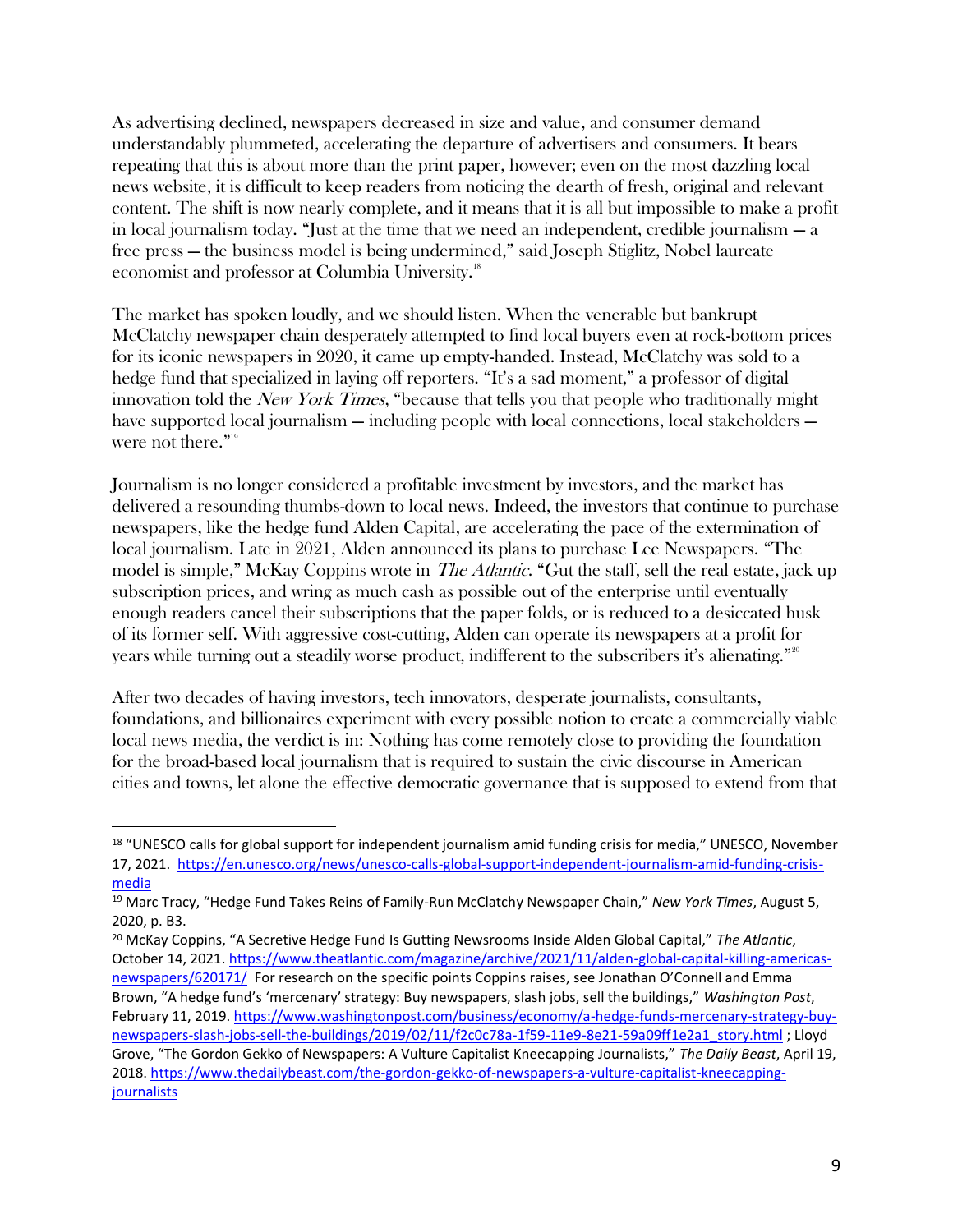As advertising declined, newspapers decreased in size and value, and consumer demand understandably plummeted, accelerating the departure of advertisers and consumers. It bears repeating that this is about more than the print paper, however; even on the most dazzling local news website, it is difficult to keep readers from noticing the dearth of fresh, original and relevant content. The shift is now nearly complete, and it means that it is all but impossible to make a profit in local journalism today. "Just at the time that we need an independent, credible journalism — a free press — the business model is being undermined," said Joseph Stiglitz, Nobel laureate economist and professor at Columbia University.[18]

The market has spoken loudly, and we should listen. When the venerable but bankrupt McClatchy newspaper chain desperately attempted to find local buyers even at rock-bottom prices for its iconic newspapers in 2020, it came up empty-handed. Instead, McClatchy was sold to a hedge fund that specialized in laying off reporters. "It's a sad moment," a professor of digital innovation told the *New York Times*, "because that tells you that people who traditionally might have supported local journalism — including people with local connections, local stakeholders — were not there."[19]

Journalism is no longer considered a profitable investment by investors, and the market has delivered a resounding thumbs-down to local news. Indeed, the investors that continue to purchase newspapers, like the hedge fund Alden Capital, are accelerating the pace of the extermination of local journalism. Late in 2021, Alden announced its plans to purchase Lee Newspapers. "The model is simple," McKay Coppins wrote in *The Atlantic*. "Gut the staff, sell the real estate, jack up subscription prices, and wring as much cash as possible out of the enterprise until eventually enough readers cancel their subscriptions that the paper folds, or is reduced to a desiccated husk of its former self. With aggressive cost-cutting, Alden can operate its newspapers at a profit for years while turning out a steadily worse product, indifferent to the subscribers it's alienating."[20]

After two decades of having investors, tech innovators, desperate journalists, consultants, foundations, and billionaires experiment with every possible notion to create a commercially viable local news media, the verdict is in: Nothing has come remotely close to providing the foundation for the broad-based local journalism that is required to sustain the civic discourse in American cities and towns, let alone the effective democratic governance that is supposed to extend from that

---

[18] "UNESCO calls for global support for independent journalism amid funding crisis for media," UNESCO, November 17, 2021. https://en.unesco.org/news/unesco-calls-global-support-independent-journalism-amid-funding-crisis-media

[19] Marc Tracy, "Hedge Fund Takes Reins of Family-Run McClatchy Newspaper Chain," *New York Times*, August 5, 2020, p. B3.

[20] McKay Coppins, "A Secretive Hedge Fund Is Gutting Newsrooms Inside Alden Global Capital," *The Atlantic*, October 14, 2021. https://www.theatlantic.com/magazine/archive/2021/11/alden-global-capital-killing-americas-newspapers/620171/ For research on the specific points Coppins raises, see Jonathan O'Connell and Emma Brown, "A hedge fund's 'mercenary' strategy: Buy newspapers, slash jobs, sell the buildings," *Washington Post*, February 11, 2019. https://www.washingtonpost.com/business/economy/a-hedge-funds-mercenary-strategy-buy-newspapers-slash-jobs-sell-the-buildings/2019/02/11/f2c0c78a-1f59-11e9-8e21-59a09ff1e2a1_story.html ; Lloyd Grove, "The Gordon Gekko of Newspapers: A Vulture Capitalist Kneecapping Journalists," *The Daily Beast*, April 19, 2018. https://www.thedailybeast.com/the-gordon-gekko-of-newspapers-a-vulture-capitalist-kneecapping-journalists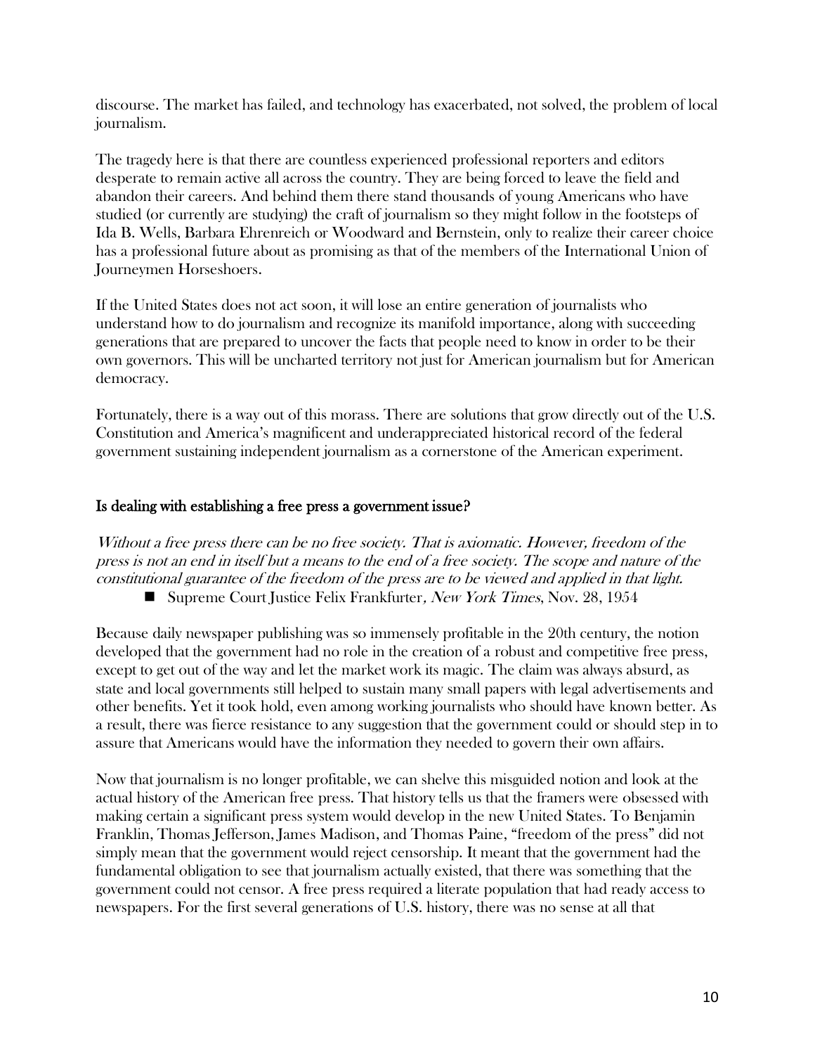discourse. The market has failed, and technology has exacerbated, not solved, the problem of local journalism.

The tragedy here is that there are countless experienced professional reporters and editors desperate to remain active all across the country. They are being forced to leave the field and abandon their careers. And behind them there stand thousands of young Americans who have studied (or currently are studying) the craft of journalism so they might follow in the footsteps of Ida B. Wells, Barbara Ehrenreich or Woodward and Bernstein, only to realize their career choice has a professional future about as promising as that of the members of the International Union of Journeymen Horseshoers.

If the United States does not act soon, it will lose an entire generation of journalists who understand how to do journalism and recognize its manifold importance, along with succeeding generations that are prepared to uncover the facts that people need to know in order to be their own governors. This will be uncharted territory not just for American journalism but for American democracy.

Fortunately, there is a way out of this morass. There are solutions that grow directly out of the U.S. Constitution and America's magnificent and underappreciated historical record of the federal government sustaining independent journalism as a cornerstone of the American experiment.

## Is dealing with establishing a free press a government issue?

*Without a free press there can be no free society. That is axiomatic. However, freedom of the press is not an end in itself but a means to the end of a free society. The scope and nature of the constitutional guarantee of the freedom of the press are to be viewed and applied in that light.*

- Supreme Court Justice Felix Frankfurter, *New York Times*, Nov. 28, 1954

Because daily newspaper publishing was so immensely profitable in the 20th century, the notion developed that the government had no role in the creation of a robust and competitive free press, except to get out of the way and let the market work its magic. The claim was always absurd, as state and local governments still helped to sustain many small papers with legal advertisements and other benefits. Yet it took hold, even among working journalists who should have known better. As a result, there was fierce resistance to any suggestion that the government could or should step in to assure that Americans would have the information they needed to govern their own affairs.

Now that journalism is no longer profitable, we can shelve this misguided notion and look at the actual history of the American free press. That history tells us that the framers were obsessed with making certain a significant press system would develop in the new United States. To Benjamin Franklin, Thomas Jefferson, James Madison, and Thomas Paine, "freedom of the press" did not simply mean that the government would reject censorship. It meant that the government had the fundamental obligation to see that journalism actually existed, that there was something that the government could not censor. A free press required a literate population that had ready access to newspapers. For the first several generations of U.S. history, there was no sense at all that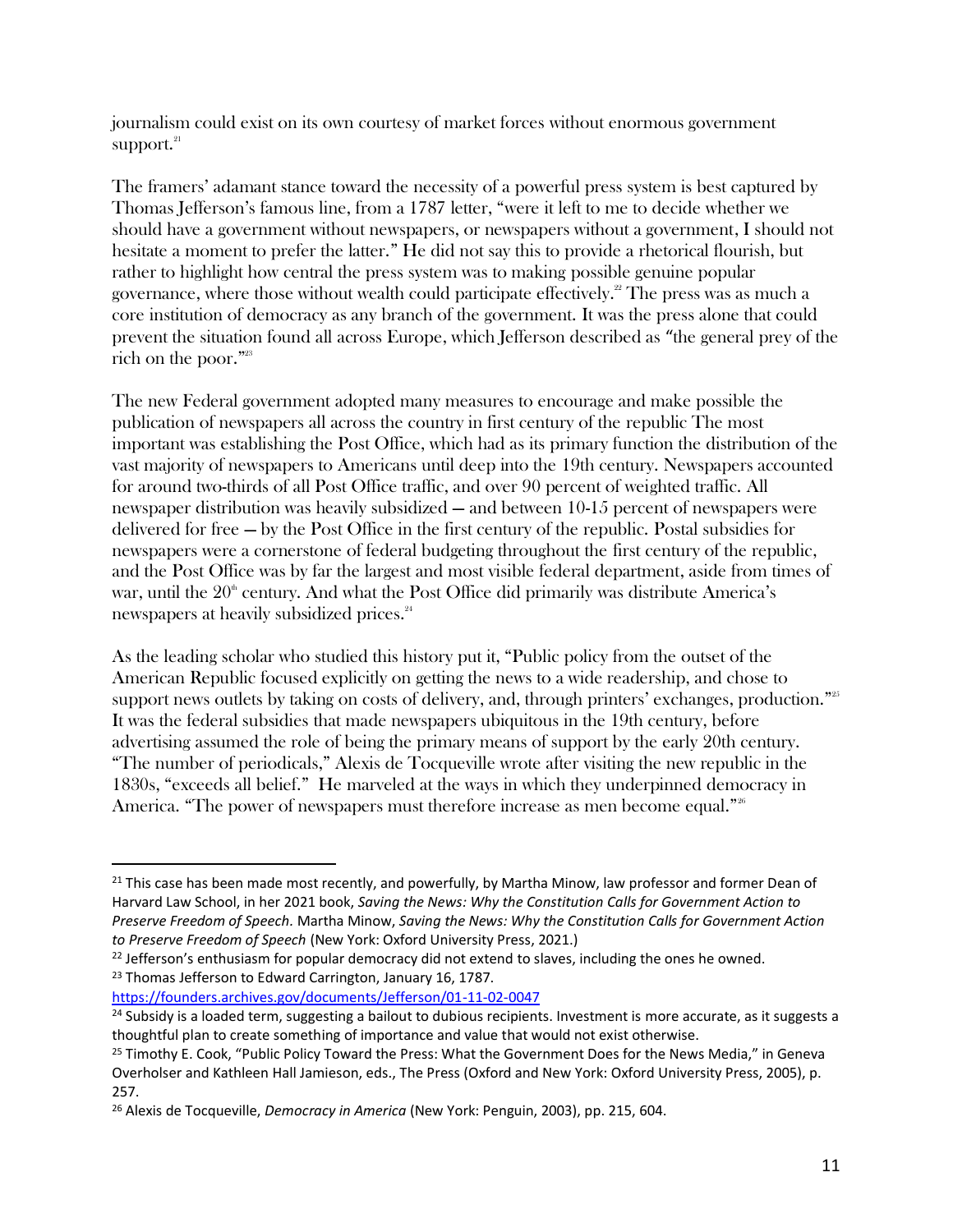journalism could exist on its own courtesy of market forces without enormous government support.[21]

The framers' adamant stance toward the necessity of a powerful press system is best captured by Thomas Jefferson's famous line, from a 1787 letter, "were it left to me to decide whether we should have a government without newspapers, or newspapers without a government, I should not hesitate a moment to prefer the latter." He did not say this to provide a rhetorical flourish, but rather to highlight how central the press system was to making possible genuine popular governance, where those without wealth could participate effectively.[22] The press was as much a core institution of democracy as any branch of the government. It was the press alone that could prevent the situation found all across Europe, which Jefferson described as "the general prey of the rich on the poor."[23]

The new Federal government adopted many measures to encourage and make possible the publication of newspapers all across the country in first century of the republic The most important was establishing the Post Office, which had as its primary function the distribution of the vast majority of newspapers to Americans until deep into the 19th century. Newspapers accounted for around two-thirds of all Post Office traffic, and over 90 percent of weighted traffic. All newspaper distribution was heavily subsidized — and between 10-15 percent of newspapers were delivered for free — by the Post Office in the first century of the republic. Postal subsidies for newspapers were a cornerstone of federal budgeting throughout the first century of the republic, and the Post Office was by far the largest and most visible federal department, aside from times of war, until the 20th century. And what the Post Office did primarily was distribute America's newspapers at heavily subsidized prices.[24]

As the leading scholar who studied this history put it, "Public policy from the outset of the American Republic focused explicitly on getting the news to a wide readership, and chose to support news outlets by taking on costs of delivery, and, through printers' exchanges, production."[25] It was the federal subsidies that made newspapers ubiquitous in the 19th century, before advertising assumed the role of being the primary means of support by the early 20th century. "The number of periodicals," Alexis de Tocqueville wrote after visiting the new republic in the 1830s, "exceeds all belief." He marveled at the ways in which they underpinned democracy in America. "The power of newspapers must therefore increase as men become equal."[26]

---

[21] This case has been made most recently, and powerfully, by Martha Minow, law professor and former Dean of Harvard Law School, in her 2021 book, *Saving the News: Why the Constitution Calls for Government Action to Preserve Freedom of Speech.* Martha Minow, *Saving the News: Why the Constitution Calls for Government Action to Preserve Freedom of Speech* (New York: Oxford University Press, 2021.)

[22] Jefferson's enthusiasm for popular democracy did not extend to slaves, including the ones he owned.

[23] Thomas Jefferson to Edward Carrington, January 16, 1787. https://founders.archives.gov/documents/Jefferson/01-11-02-0047

[24] Subsidy is a loaded term, suggesting a bailout to dubious recipients. Investment is more accurate, as it suggests a thoughtful plan to create something of importance and value that would not exist otherwise.

[25] Timothy E. Cook, "Public Policy Toward the Press: What the Government Does for the News Media," in Geneva Overholser and Kathleen Hall Jamieson, eds., The Press (Oxford and New York: Oxford University Press, 2005), p. 257.

[26] Alexis de Tocqueville, *Democracy in America* (New York: Penguin, 2003), pp. 215, 604.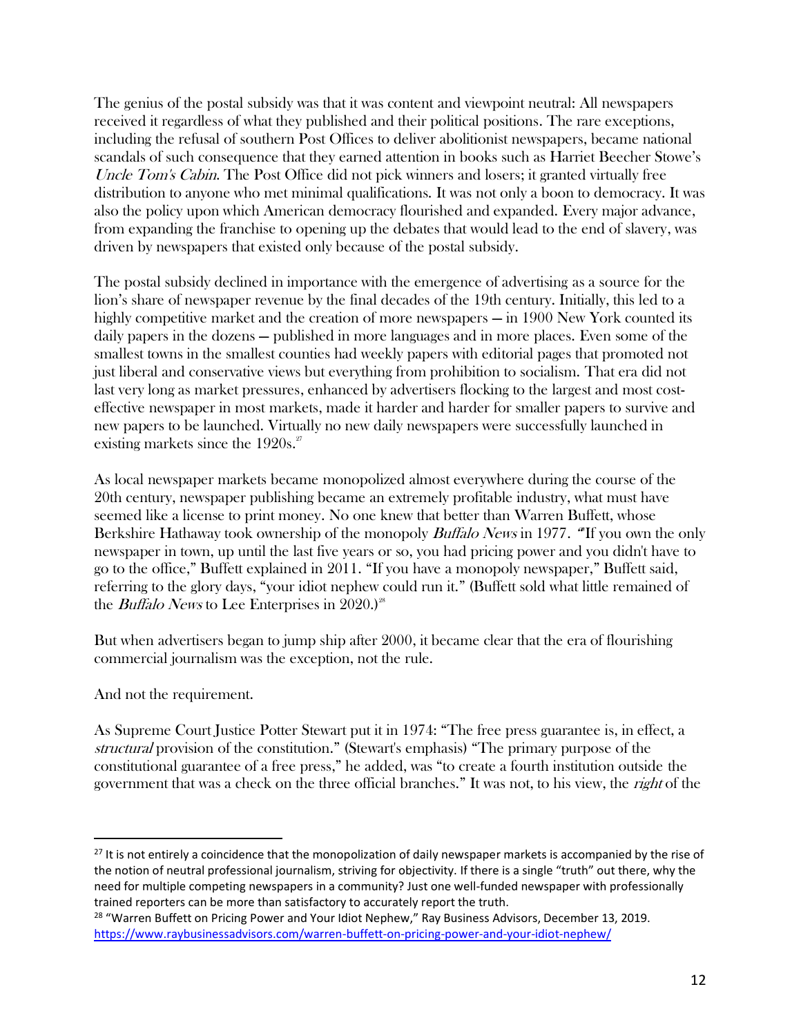The genius of the postal subsidy was that it was content and viewpoint neutral: All newspapers received it regardless of what they published and their political positions. The rare exceptions, including the refusal of southern Post Offices to deliver abolitionist newspapers, became national scandals of such consequence that they earned attention in books such as Harriet Beecher Stowe's *Uncle Tom's Cabin*. The Post Office did not pick winners and losers; it granted virtually free distribution to anyone who met minimal qualifications. It was not only a boon to democracy. It was also the policy upon which American democracy flourished and expanded. Every major advance, from expanding the franchise to opening up the debates that would lead to the end of slavery, was driven by newspapers that existed only because of the postal subsidy.

The postal subsidy declined in importance with the emergence of advertising as a source for the lion's share of newspaper revenue by the final decades of the 19th century. Initially, this led to a highly competitive market and the creation of more newspapers — in 1900 New York counted its daily papers in the dozens — published in more languages and in more places. Even some of the smallest towns in the smallest counties had weekly papers with editorial pages that promoted not just liberal and conservative views but everything from prohibition to socialism. That era did not last very long as market pressures, enhanced by advertisers flocking to the largest and most cost-effective newspaper in most markets, made it harder and harder for smaller papers to survive and new papers to be launched. Virtually no new daily newspapers were successfully launched in existing markets since the 1920s.[27]

As local newspaper markets became monopolized almost everywhere during the course of the 20th century, newspaper publishing became an extremely profitable industry, what must have seemed like a license to print money. No one knew that better than Warren Buffett, whose Berkshire Hathaway took ownership of the monopoly *Buffalo News* in 1977. "If you own the only newspaper in town, up until the last five years or so, you had pricing power and you didn't have to go to the office," Buffett explained in 2011. "If you have a monopoly newspaper," Buffett said, referring to the glory days, "your idiot nephew could run it." (Buffett sold what little remained of the *Buffalo News* to Lee Enterprises in 2020.)[28]

But when advertisers began to jump ship after 2000, it became clear that the era of flourishing commercial journalism was the exception, not the rule.

And not the requirement.

As Supreme Court Justice Potter Stewart put it in 1974: "The free press guarantee is, in effect, a *structural* provision of the constitution." (Stewart's emphasis) "The primary purpose of the constitutional guarantee of a free press," he added, was "to create a fourth institution outside the government that was a check on the three official branches." It was not, to his view, the *right* of the

---

[27] It is not entirely a coincidence that the monopolization of daily newspaper markets is accompanied by the rise of the notion of neutral professional journalism, striving for objectivity. If there is a single "truth" out there, why the need for multiple competing newspapers in a community? Just one well-funded newspaper with professionally trained reporters can be more than satisfactory to accurately report the truth.

[28] "Warren Buffett on Pricing Power and Your Idiot Nephew," Ray Business Advisors, December 13, 2019. https://www.raybusinessadvisors.com/warren-buffett-on-pricing-power-and-your-idiot-nephew/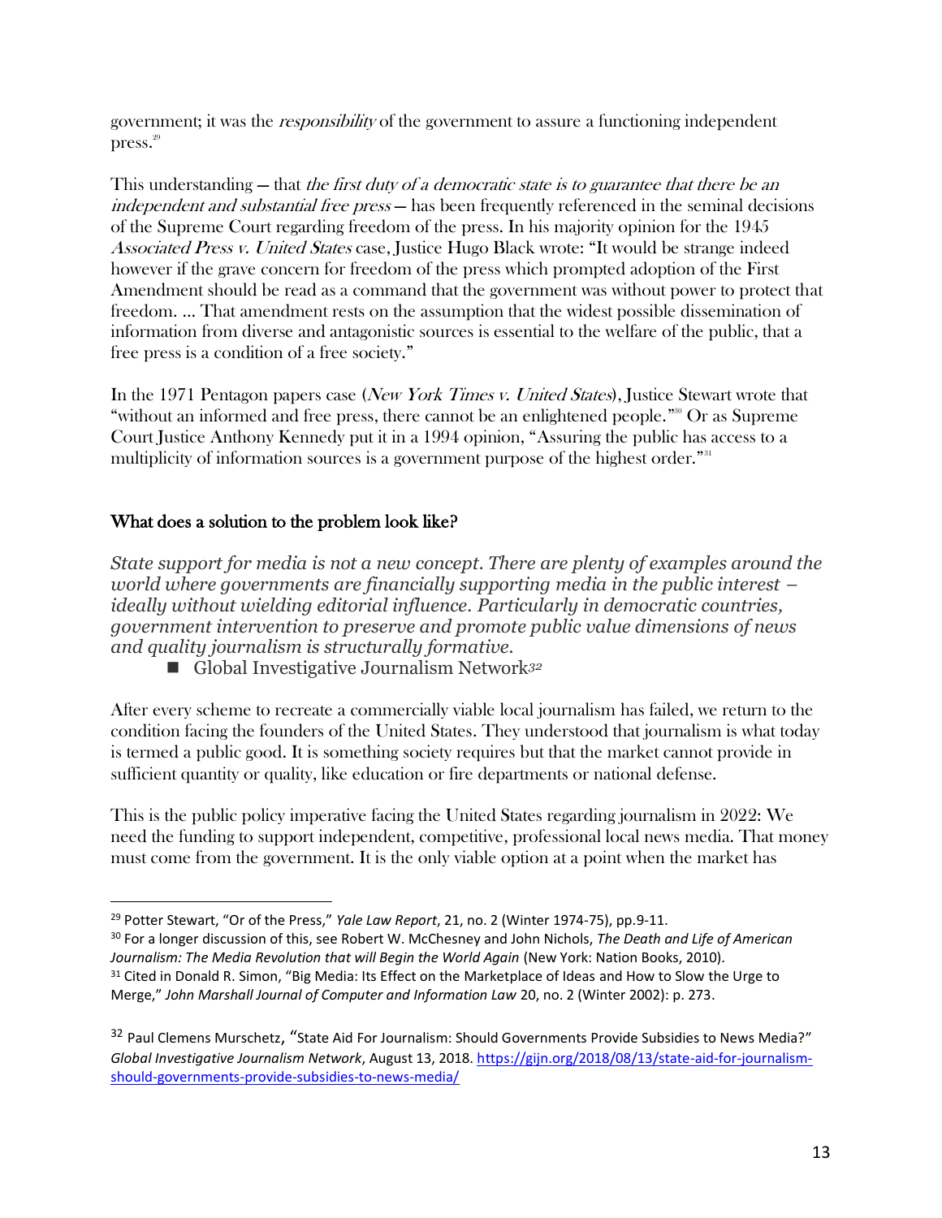government; it was the *responsibility* of the government to assure a functioning independent press.[29]

This understanding — that *the first duty of a democratic state is to guarantee that there be an independent and substantial free press* — has been frequently referenced in the seminal decisions of the Supreme Court regarding freedom of the press. In his majority opinion for the 1945 *Associated Press v. United States* case, Justice Hugo Black wrote: "It would be strange indeed however if the grave concern for freedom of the press which prompted adoption of the First Amendment should be read as a command that the government was without power to protect that freedom. … That amendment rests on the assumption that the widest possible dissemination of information from diverse and antagonistic sources is essential to the welfare of the public, that a free press is a condition of a free society."

In the 1971 Pentagon papers case (*New York Times v. United States*), Justice Stewart wrote that "without an informed and free press, there cannot be an enlightened people."[30] Or as Supreme Court Justice Anthony Kennedy put it in a 1994 opinion, "Assuring the public has access to a multiplicity of information sources is a government purpose of the highest order."[31]

## What does a solution to the problem look like?

*State support for media is not a new concept. There are plenty of examples around the world where governments are financially supporting media in the public interest – ideally without wielding editorial influence. Particularly in democratic countries, government intervention to preserve and promote public value dimensions of news and quality journalism is structurally formative.*

- Global Investigative Journalism Network[32]

After every scheme to recreate a commercially viable local journalism has failed, we return to the condition facing the founders of the United States. They understood that journalism is what today is termed a public good. It is something society requires but that the market cannot provide in sufficient quantity or quality, like education or fire departments or national defense.

This is the public policy imperative facing the United States regarding journalism in 2022: We need the funding to support independent, competitive, professional local news media. That money must come from the government. It is the only viable option at a point when the market has

---

[29] Potter Stewart, "Or of the Press," *Yale Law Report*, 21, no. 2 (Winter 1974-75), pp.9-11.

[30] For a longer discussion of this, see Robert W. McChesney and John Nichols, *The Death and Life of American Journalism: The Media Revolution that will Begin the World Again* (New York: Nation Books, 2010).

[31] Cited in Donald R. Simon, "Big Media: Its Effect on the Marketplace of Ideas and How to Slow the Urge to Merge," *John Marshall Journal of Computer and Information Law* 20, no. 2 (Winter 2002): p. 273.

[32] Paul Clemens Murschetz, "State Aid For Journalism: Should Governments Provide Subsidies to News Media?" *Global Investigative Journalism Network*, August 13, 2018. https://gijn.org/2018/08/13/state-aid-for-journalism-should-governments-provide-subsidies-to-news-media/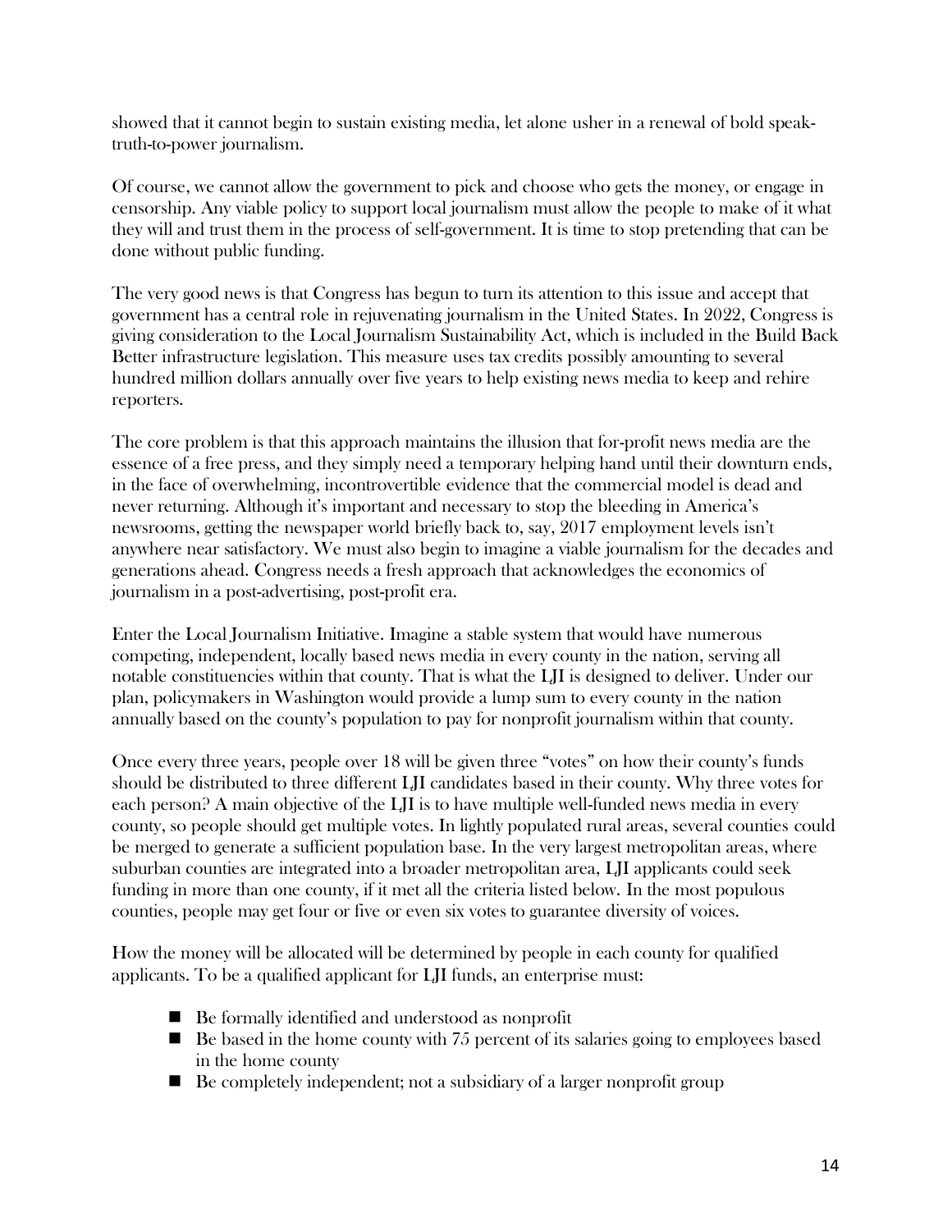showed that it cannot begin to sustain existing media, let alone usher in a renewal of bold speak-truth-to-power journalism.

Of course, we cannot allow the government to pick and choose who gets the money, or engage in censorship. Any viable policy to support local journalism must allow the people to make of it what they will and trust them in the process of self-government. It is time to stop pretending that can be done without public funding.

The very good news is that Congress has begun to turn its attention to this issue and accept that government has a central role in rejuvenating journalism in the United States. In 2022, Congress is giving consideration to the Local Journalism Sustainability Act, which is included in the Build Back Better infrastructure legislation. This measure uses tax credits possibly amounting to several hundred million dollars annually over five years to help existing news media to keep and rehire reporters.

The core problem is that this approach maintains the illusion that for-profit news media are the essence of a free press, and they simply need a temporary helping hand until their downturn ends, in the face of overwhelming, incontrovertible evidence that the commercial model is dead and never returning. Although it's important and necessary to stop the bleeding in America's newsrooms, getting the newspaper world briefly back to, say, 2017 employment levels isn't anywhere near satisfactory. We must also begin to imagine a viable journalism for the decades and generations ahead. Congress needs a fresh approach that acknowledges the economics of journalism in a post-advertising, post-profit era.

Enter the Local Journalism Initiative. Imagine a stable system that would have numerous competing, independent, locally based news media in every county in the nation, serving all notable constituencies within that county. That is what the LJI is designed to deliver. Under our plan, policymakers in Washington would provide a lump sum to every county in the nation annually based on the county's population to pay for nonprofit journalism within that county.

Once every three years, people over 18 will be given three "votes" on how their county's funds should be distributed to three different LJI candidates based in their county. Why three votes for each person? A main objective of the LJI is to have multiple well-funded news media in every county, so people should get multiple votes. In lightly populated rural areas, several counties could be merged to generate a sufficient population base. In the very largest metropolitan areas, where suburban counties are integrated into a broader metropolitan area, LJI applicants could seek funding in more than one county, if it met all the criteria listed below. In the most populous counties, people may get four or five or even six votes to guarantee diversity of voices.

How the money will be allocated will be determined by people in each county for qualified applicants. To be a qualified applicant for LJI funds, an enterprise must:

- Be formally identified and understood as nonprofit
- Be based in the home county with 75 percent of its salaries going to employees based in the home county
- Be completely independent; not a subsidiary of a larger nonprofit group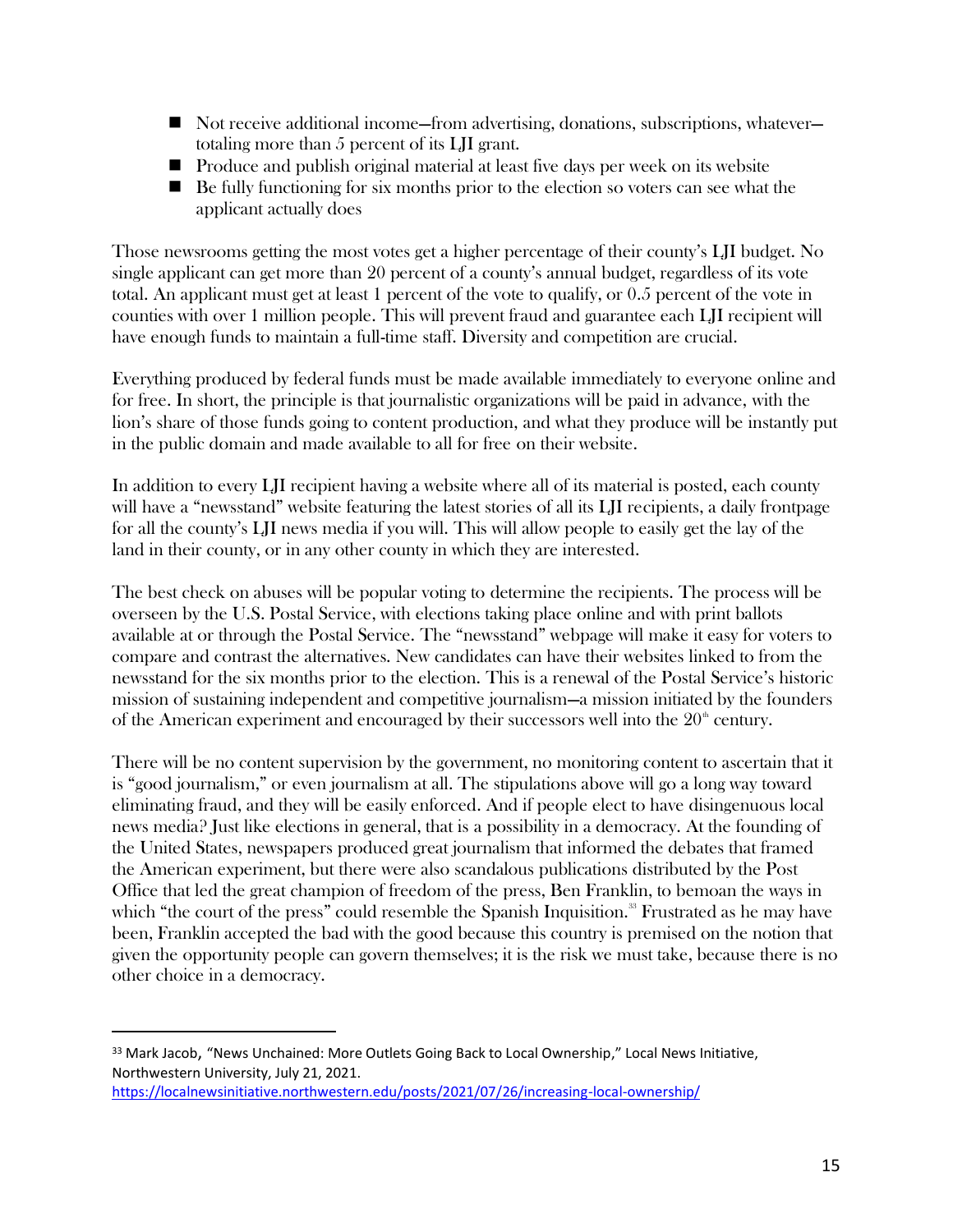- Not receive additional income—from advertising, donations, subscriptions, whatever—totaling more than 5 percent of its LJI grant.
- Produce and publish original material at least five days per week on its website
- Be fully functioning for six months prior to the election so voters can see what the applicant actually does

Those newsrooms getting the most votes get a higher percentage of their county's LJI budget. No single applicant can get more than 20 percent of a county's annual budget, regardless of its vote total. An applicant must get at least 1 percent of the vote to qualify, or 0.5 percent of the vote in counties with over 1 million people. This will prevent fraud and guarantee each LJI recipient will have enough funds to maintain a full-time staff. Diversity and competition are crucial.

Everything produced by federal funds must be made available immediately to everyone online and for free. In short, the principle is that journalistic organizations will be paid in advance, with the lion's share of those funds going to content production, and what they produce will be instantly put in the public domain and made available to all for free on their website.

In addition to every LJI recipient having a website where all of its material is posted, each county will have a "newsstand" website featuring the latest stories of all its LJI recipients, a daily frontpage for all the county's LJI news media if you will. This will allow people to easily get the lay of the land in their county, or in any other county in which they are interested.

The best check on abuses will be popular voting to determine the recipients. The process will be overseen by the U.S. Postal Service, with elections taking place online and with print ballots available at or through the Postal Service. The "newsstand" webpage will make it easy for voters to compare and contrast the alternatives. New candidates can have their websites linked to from the newsstand for the six months prior to the election. This is a renewal of the Postal Service's historic mission of sustaining independent and competitive journalism—a mission initiated by the founders of the American experiment and encouraged by their successors well into the 20th century.

There will be no content supervision by the government, no monitoring content to ascertain that it is "good journalism," or even journalism at all. The stipulations above will go a long way toward eliminating fraud, and they will be easily enforced. And if people elect to have disingenuous local news media? Just like elections in general, that is a possibility in a democracy. At the founding of the United States, newspapers produced great journalism that informed the debates that framed the American experiment, but there were also scandalous publications distributed by the Post Office that led the great champion of freedom of the press, Ben Franklin, to bemoan the ways in which "the court of the press" could resemble the Spanish Inquisition.[33] Frustrated as he may have been, Franklin accepted the bad with the good because this country is premised on the notion that given the opportunity people can govern themselves; it is the risk we must take, because there is no other choice in a democracy.

---

[33] Mark Jacob, "News Unchained: More Outlets Going Back to Local Ownership," Local News Initiative, Northwestern University, July 21, 2021. https://localnewsinitiative.northwestern.edu/posts/2021/07/26/increasing-local-ownership/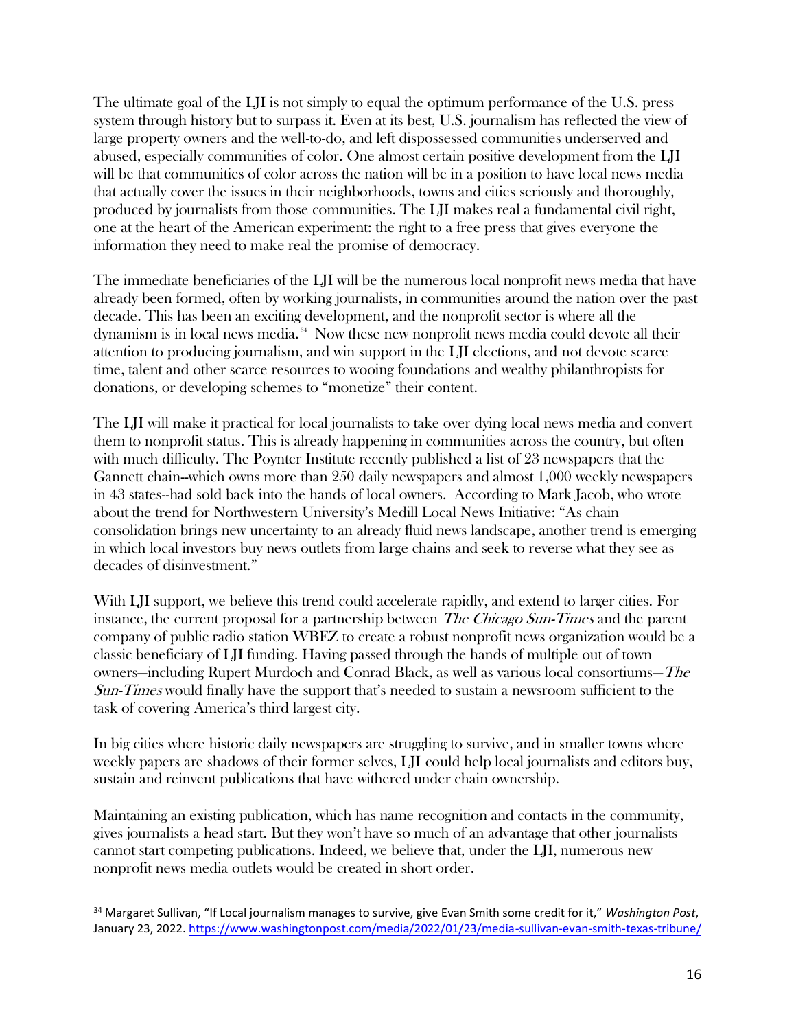The ultimate goal of the LJI is not simply to equal the optimum performance of the U.S. press system through history but to surpass it. Even at its best, U.S. journalism has reflected the view of large property owners and the well-to-do, and left dispossessed communities underserved and abused, especially communities of color. One almost certain positive development from the LJI will be that communities of color across the nation will be in a position to have local news media that actually cover the issues in their neighborhoods, towns and cities seriously and thoroughly, produced by journalists from those communities. The LJI makes real a fundamental civil right, one at the heart of the American experiment: the right to a free press that gives everyone the information they need to make real the promise of democracy.

The immediate beneficiaries of the LJI will be the numerous local nonprofit news media that have already been formed, often by working journalists, in communities around the nation over the past decade. This has been an exciting development, and the nonprofit sector is where all the dynamism is in local news media.[34] Now these new nonprofit news media could devote all their attention to producing journalism, and win support in the LJI elections, and not devote scarce time, talent and other scarce resources to wooing foundations and wealthy philanthropists for donations, or developing schemes to "monetize" their content.

The LJI will make it practical for local journalists to take over dying local news media and convert them to nonprofit status. This is already happening in communities across the country, but often with much difficulty. The Poynter Institute recently published a list of 23 newspapers that the Gannett chain--which owns more than 250 daily newspapers and almost 1,000 weekly newspapers in 43 states--had sold back into the hands of local owners. According to Mark Jacob, who wrote about the trend for Northwestern University's Medill Local News Initiative: "As chain consolidation brings new uncertainty to an already fluid news landscape, another trend is emerging in which local investors buy news outlets from large chains and seek to reverse what they see as decades of disinvestment."

With LJI support, we believe this trend could accelerate rapidly, and extend to larger cities. For instance, the current proposal for a partnership between *The Chicago Sun-Times* and the parent company of public radio station WBEZ to create a robust nonprofit news organization would be a classic beneficiary of LJI funding. Having passed through the hands of multiple out of town owners—including Rupert Murdoch and Conrad Black, as well as various local consortiums—*The Sun-Times* would finally have the support that's needed to sustain a newsroom sufficient to the task of covering America's third largest city.

In big cities where historic daily newspapers are struggling to survive, and in smaller towns where weekly papers are shadows of their former selves, LJI could help local journalists and editors buy, sustain and reinvent publications that have withered under chain ownership.

Maintaining an existing publication, which has name recognition and contacts in the community, gives journalists a head start. But they won't have so much of an advantage that other journalists cannot start competing publications. Indeed, we believe that, under the LJI, numerous new nonprofit news media outlets would be created in short order.

---

[34] Margaret Sullivan, "If Local journalism manages to survive, give Evan Smith some credit for it," *Washington Post*, January 23, 2022. https://www.washingtonpost.com/media/2022/01/23/media-sullivan-evan-smith-texas-tribune/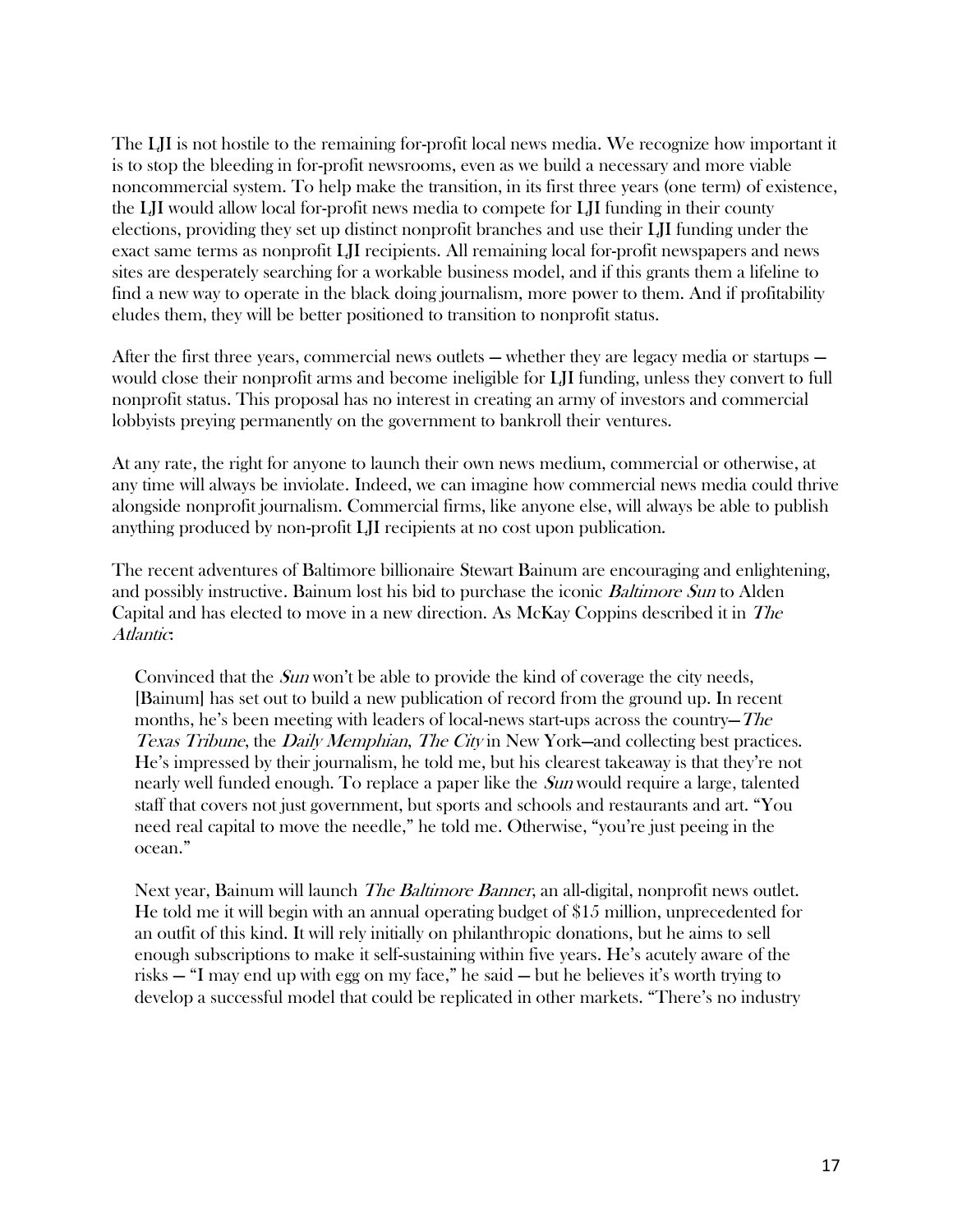The LJI is not hostile to the remaining for-profit local news media. We recognize how important it is to stop the bleeding in for-profit newsrooms, even as we build a necessary and more viable noncommercial system. To help make the transition, in its first three years (one term) of existence, the LJI would allow local for-profit news media to compete for LJI funding in their county elections, providing they set up distinct nonprofit branches and use their LJI funding under the exact same terms as nonprofit LJI recipients. All remaining local for-profit newspapers and news sites are desperately searching for a workable business model, and if this grants them a lifeline to find a new way to operate in the black doing journalism, more power to them. And if profitability eludes them, they will be better positioned to transition to nonprofit status.

After the first three years, commercial news outlets — whether they are legacy media or startups — would close their nonprofit arms and become ineligible for LJI funding, unless they convert to full nonprofit status. This proposal has no interest in creating an army of investors and commercial lobbyists preying permanently on the government to bankroll their ventures.

At any rate, the right for anyone to launch their own news medium, commercial or otherwise, at any time will always be inviolate. Indeed, we can imagine how commercial news media could thrive alongside nonprofit journalism. Commercial firms, like anyone else, will always be able to publish anything produced by non-profit LJI recipients at no cost upon publication.

The recent adventures of Baltimore billionaire Stewart Bainum are encouraging and enlightening, and possibly instructive. Bainum lost his bid to purchase the iconic *Baltimore Sun* to Alden Capital and has elected to move in a new direction. As McKay Coppins described it in *The Atlantic*:

> Convinced that the *Sun* won't be able to provide the kind of coverage the city needs, [Bainum] has set out to build a new publication of record from the ground up. In recent months, he's been meeting with leaders of local-news start-ups across the country—*The Texas Tribune*, the *Daily Memphian*, *The City* in New York—and collecting best practices. He's impressed by their journalism, he told me, but his clearest takeaway is that they're not nearly well funded enough. To replace a paper like the *Sun* would require a large, talented staff that covers not just government, but sports and schools and restaurants and art. "You need real capital to move the needle," he told me. Otherwise, "you're just peeing in the ocean."
>
> Next year, Bainum will launch *The Baltimore Banner*, an all-digital, nonprofit news outlet. He told me it will begin with an annual operating budget of $15 million, unprecedented for an outfit of this kind. It will rely initially on philanthropic donations, but he aims to sell enough subscriptions to make it self-sustaining within five years. He's acutely aware of the risks — "I may end up with egg on my face," he said — but he believes it's worth trying to develop a successful model that could be replicated in other markets. "There's no industry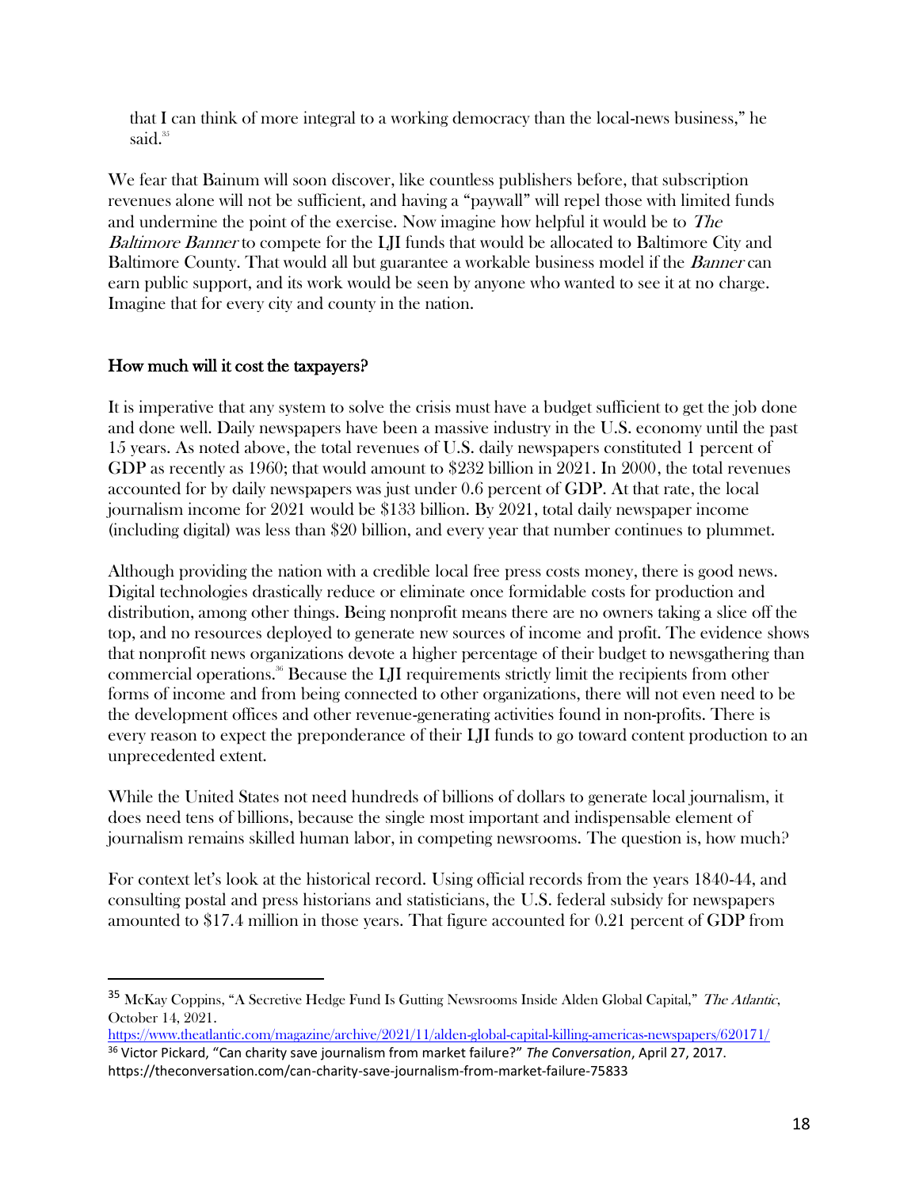that I can think of more integral to a working democracy than the local-news business," he said.[35]

We fear that Bainum will soon discover, like countless publishers before, that subscription revenues alone will not be sufficient, and having a "paywall" will repel those with limited funds and undermine the point of the exercise. Now imagine how helpful it would be to *The Baltimore Banner* to compete for the LJI funds that would be allocated to Baltimore City and Baltimore County. That would all but guarantee a workable business model if the *Banner* can earn public support, and its work would be seen by anyone who wanted to see it at no charge. Imagine that for every city and county in the nation.

## How much will it cost the taxpayers?

It is imperative that any system to solve the crisis must have a budget sufficient to get the job done and done well. Daily newspapers have been a massive industry in the U.S. economy until the past 15 years. As noted above, the total revenues of U.S. daily newspapers constituted 1 percent of GDP as recently as 1960; that would amount to $232 billion in 2021. In 2000, the total revenues accounted for by daily newspapers was just under 0.6 percent of GDP. At that rate, the local journalism income for 2021 would be $133 billion. By 2021, total daily newspaper income (including digital) was less than $20 billion, and every year that number continues to plummet.

Although providing the nation with a credible local free press costs money, there is good news. Digital technologies drastically reduce or eliminate once formidable costs for production and distribution, among other things. Being nonprofit means there are no owners taking a slice off the top, and no resources deployed to generate new sources of income and profit. The evidence shows that nonprofit news organizations devote a higher percentage of their budget to newsgathering than commercial operations.[36] Because the LJI requirements strictly limit the recipients from other forms of income and from being connected to other organizations, there will not even need to be the development offices and other revenue-generating activities found in non-profits. There is every reason to expect the preponderance of their LJI funds to go toward content production to an unprecedented extent.

While the United States not need hundreds of billions of dollars to generate local journalism, it does need tens of billions, because the single most important and indispensable element of journalism remains skilled human labor, in competing newsrooms. The question is, how much?

For context let's look at the historical record. Using official records from the years 1840-44, and consulting postal and press historians and statisticians, the U.S. federal subsidy for newspapers amounted to $17.4 million in those years. That figure accounted for 0.21 percent of GDP from

---

[35] McKay Coppins, "A Secretive Hedge Fund Is Gutting Newsrooms Inside Alden Global Capital," *The Atlantic*, October 14, 2021. https://www.theatlantic.com/magazine/archive/2021/11/alden-global-capital-killing-americas-newspapers/620171/

[36] Victor Pickard, "Can charity save journalism from market failure?" *The Conversation*, April 27, 2017. https://theconversation.com/can-charity-save-journalism-from-market-failure-75833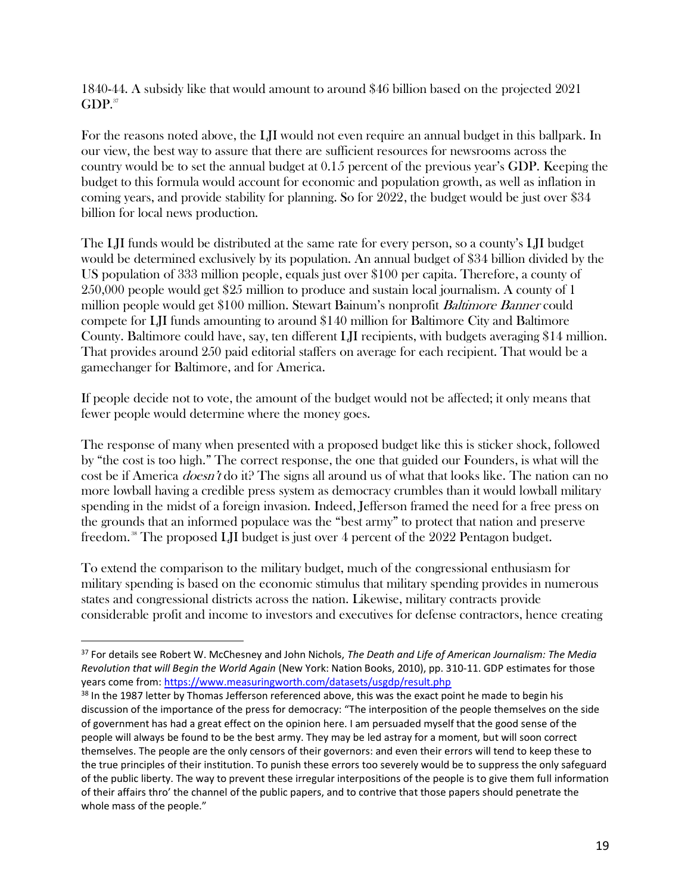1840-44. A subsidy like that would amount to around $46 billion based on the projected 2021 GDP.[37]

For the reasons noted above, the LJI would not even require an annual budget in this ballpark. In our view, the best way to assure that there are sufficient resources for newsrooms across the country would be to set the annual budget at 0.15 percent of the previous year's GDP. Keeping the budget to this formula would account for economic and population growth, as well as inflation in coming years, and provide stability for planning. So for 2022, the budget would be just over $34 billion for local news production.

The LJI funds would be distributed at the same rate for every person, so a county's LJI budget would be determined exclusively by its population. An annual budget of $34 billion divided by the US population of 333 million people, equals just over $100 per capita. Therefore, a county of 250,000 people would get $25 million to produce and sustain local journalism. A county of 1 million people would get $100 million. Stewart Bainum's nonprofit *Baltimore Banner* could compete for LJI funds amounting to around $140 million for Baltimore City and Baltimore County. Baltimore could have, say, ten different LJI recipients, with budgets averaging $14 million. That provides around 250 paid editorial staffers on average for each recipient. That would be a gamechanger for Baltimore, and for America.

If people decide not to vote, the amount of the budget would not be affected; it only means that fewer people would determine where the money goes.

The response of many when presented with a proposed budget like this is sticker shock, followed by "the cost is too high." The correct response, the one that guided our Founders, is what will the cost be if America *doesn't* do it? The signs all around us of what that looks like. The nation can no more lowball having a credible press system as democracy crumbles than it would lowball military spending in the midst of a foreign invasion. Indeed, Jefferson framed the need for a free press on the grounds that an informed populace was the "best army" to protect that nation and preserve freedom.[38] The proposed LJI budget is just over 4 percent of the 2022 Pentagon budget.

To extend the comparison to the military budget, much of the congressional enthusiasm for military spending is based on the economic stimulus that military spending provides in numerous states and congressional districts across the nation. Likewise, military contracts provide considerable profit and income to investors and executives for defense contractors, hence creating

---

[37] For details see Robert W. McChesney and John Nichols, *The Death and Life of American Journalism: The Media Revolution that will Begin the World Again* (New York: Nation Books, 2010), pp. 310-11. GDP estimates for those years come from: https://www.measuringworth.com/datasets/usgdp/result.php

[38] In the 1987 letter by Thomas Jefferson referenced above, this was the exact point he made to begin his discussion of the importance of the press for democracy: "The interposition of the people themselves on the side of government has had a great effect on the opinion here. I am persuaded myself that the good sense of the people will always be found to be the best army. They may be led astray for a moment, but will soon correct themselves. The people are the only censors of their governors: and even their errors will tend to keep these to the true principles of their institution. To punish these errors too severely would be to suppress the only safeguard of the public liberty. The way to prevent these irregular interpositions of the people is to give them full information of their affairs thro' the channel of the public papers, and to contrive that those papers should penetrate the whole mass of the people."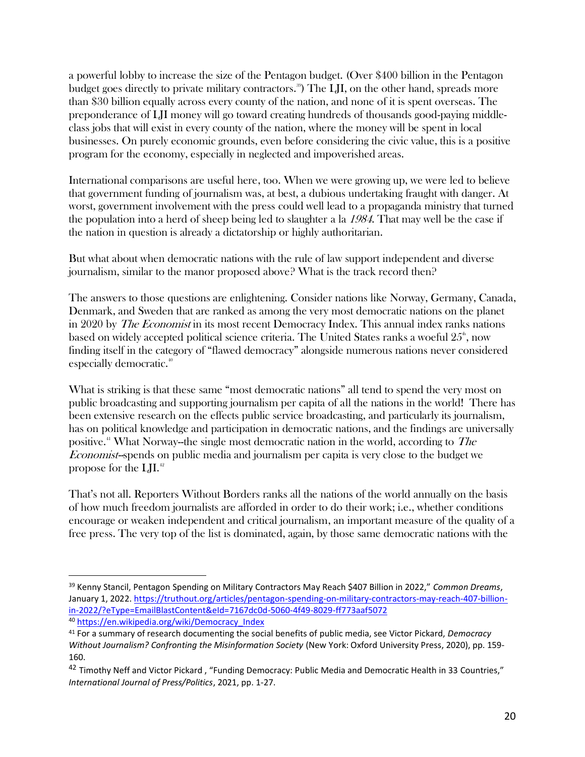a powerful lobby to increase the size of the Pentagon budget. (Over $400 billion in the Pentagon budget goes directly to private military contractors.[39]) The LJI, on the other hand, spreads more than $30 billion equally across every county of the nation, and none of it is spent overseas. The preponderance of LJI money will go toward creating hundreds of thousands good-paying middle-class jobs that will exist in every county of the nation, where the money will be spent in local businesses. On purely economic grounds, even before considering the civic value, this is a positive program for the economy, especially in neglected and impoverished areas.

International comparisons are useful here, too. When we were growing up, we were led to believe that government funding of journalism was, at best, a dubious undertaking fraught with danger. At worst, government involvement with the press could well lead to a propaganda ministry that turned the population into a herd of sheep being led to slaughter a la *1984*. That may well be the case if the nation in question is already a dictatorship or highly authoritarian.

But what about when democratic nations with the rule of law support independent and diverse journalism, similar to the manor proposed above? What is the track record then?

The answers to those questions are enlightening. Consider nations like Norway, Germany, Canada, Denmark, and Sweden that are ranked as among the very most democratic nations on the planet in 2020 by *The Economist* in its most recent Democracy Index. This annual index ranks nations based on widely accepted political science criteria. The United States ranks a woeful 25th, now finding itself in the category of "flawed democracy" alongside numerous nations never considered especially democratic.[40]

What is striking is that these same "most democratic nations" all tend to spend the very most on public broadcasting and supporting journalism per capita of all the nations in the world! There has been extensive research on the effects public service broadcasting, and particularly its journalism, has on political knowledge and participation in democratic nations, and the findings are universally positive.[41] What Norway--the single most democratic nation in the world, according to *The Economist*--spends on public media and journalism per capita is very close to the budget we propose for the LJI.[42]

That's not all. Reporters Without Borders ranks all the nations of the world annually on the basis of how much freedom journalists are afforded in order to do their work; i.e., whether conditions encourage or weaken independent and critical journalism, an important measure of the quality of a free press. The very top of the list is dominated, again, by those same democratic nations with the

---

[39] Kenny Stancil, Pentagon Spending on Military Contractors May Reach $407 Billion in 2022," *Common Dreams*, January 1, 2022. https://truthout.org/articles/pentagon-spending-on-military-contractors-may-reach-407-billion-in-2022/?eType=EmailBlastContent&eId=7167dc0d-5060-4f49-8029-ff773aaf5072

[40] https://en.wikipedia.org/wiki/Democracy_Index

[41] For a summary of research documenting the social benefits of public media, see Victor Pickard, *Democracy Without Journalism? Confronting the Misinformation Society* (New York: Oxford University Press, 2020), pp. 159-160.

[42] Timothy Neff and Victor Pickard , "Funding Democracy: Public Media and Democratic Health in 33 Countries," *International Journal of Press/Politics*, 2021, pp. 1-27.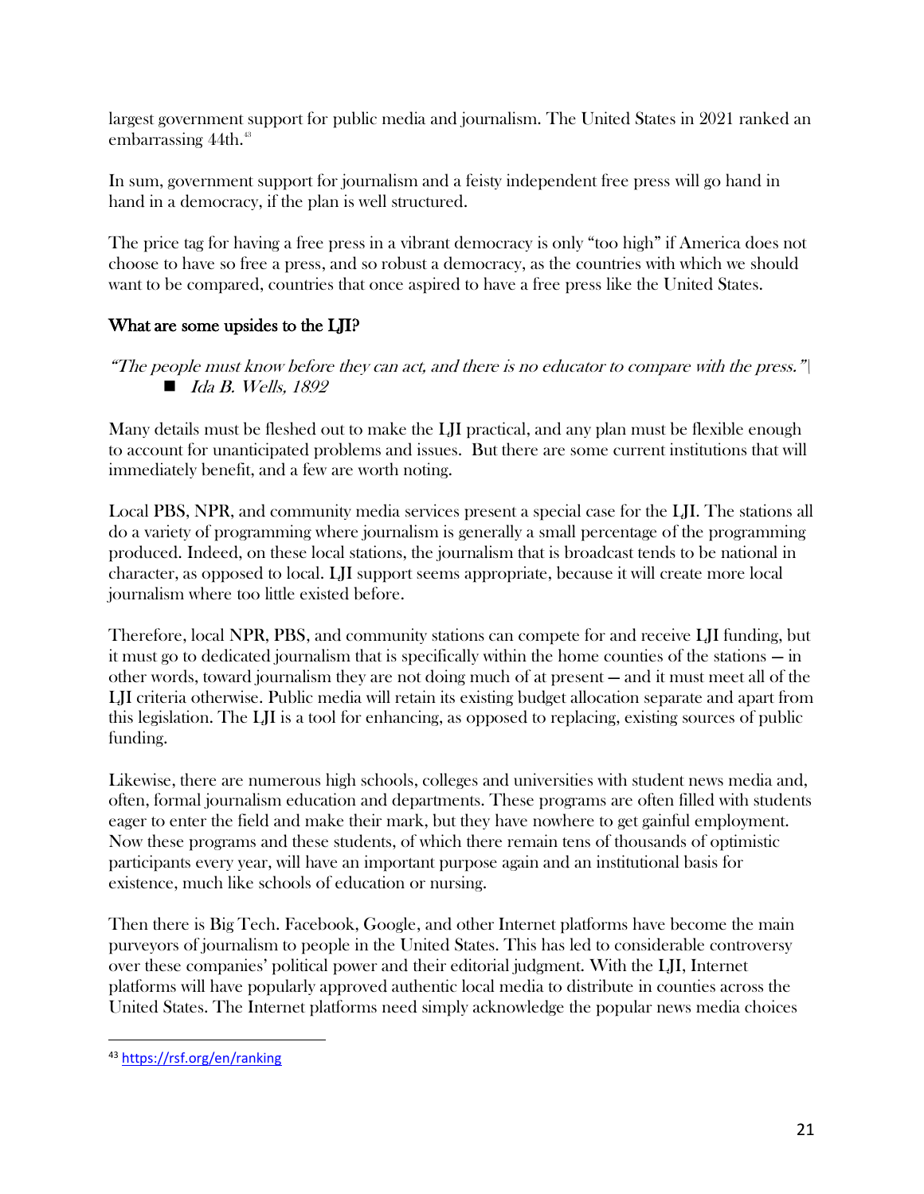largest government support for public media and journalism. The United States in 2021 ranked an embarrassing 44th.[43]

In sum, government support for journalism and a feisty independent free press will go hand in hand in a democracy, if the plan is well structured.

The price tag for having a free press in a vibrant democracy is only "too high" if America does not choose to have so free a press, and so robust a democracy, as the countries with which we should want to be compared, countries that once aspired to have a free press like the United States.

## What are some upsides to the LJI?

*"The people must know before they can act, and there is no educator to compare with the press."|*

- *Ida B. Wells, 1892*

Many details must be fleshed out to make the LJI practical, and any plan must be flexible enough to account for unanticipated problems and issues. But there are some current institutions that will immediately benefit, and a few are worth noting.

Local PBS, NPR, and community media services present a special case for the LJI. The stations all do a variety of programming where journalism is generally a small percentage of the programming produced. Indeed, on these local stations, the journalism that is broadcast tends to be national in character, as opposed to local. LJI support seems appropriate, because it will create more local journalism where too little existed before.

Therefore, local NPR, PBS, and community stations can compete for and receive LJI funding, but it must go to dedicated journalism that is specifically within the home counties of the stations — in other words, toward journalism they are not doing much of at present — and it must meet all of the LJI criteria otherwise. Public media will retain its existing budget allocation separate and apart from this legislation. The LJI is a tool for enhancing, as opposed to replacing, existing sources of public funding.

Likewise, there are numerous high schools, colleges and universities with student news media and, often, formal journalism education and departments. These programs are often filled with students eager to enter the field and make their mark, but they have nowhere to get gainful employment. Now these programs and these students, of which there remain tens of thousands of optimistic participants every year, will have an important purpose again and an institutional basis for existence, much like schools of education or nursing.

Then there is Big Tech. Facebook, Google, and other Internet platforms have become the main purveyors of journalism to people in the United States. This has led to considerable controversy over these companies' political power and their editorial judgment. With the LJI, Internet platforms will have popularly approved authentic local media to distribute in counties across the United States. The Internet platforms need simply acknowledge the popular news media choices

---

[43] https://rsf.org/en/ranking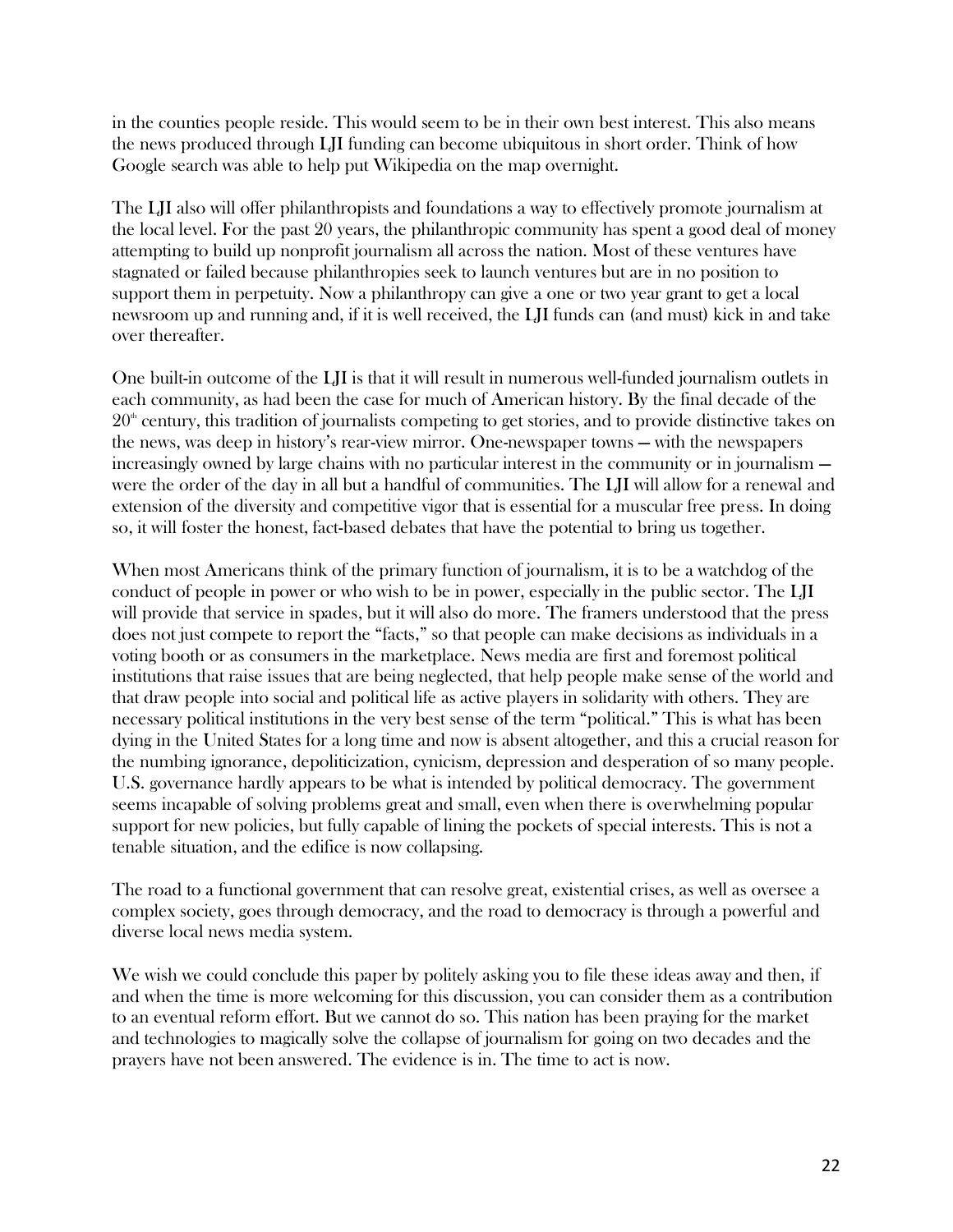in the counties people reside. This would seem to be in their own best interest. This also means the news produced through LJI funding can become ubiquitous in short order. Think of how Google search was able to help put Wikipedia on the map overnight.

The LJI also will offer philanthropists and foundations a way to effectively promote journalism at the local level. For the past 20 years, the philanthropic community has spent a good deal of money attempting to build up nonprofit journalism all across the nation. Most of these ventures have stagnated or failed because philanthropies seek to launch ventures but are in no position to support them in perpetuity. Now a philanthropy can give a one or two year grant to get a local newsroom up and running and, if it is well received, the LJI funds can (and must) kick in and take over thereafter.

One built-in outcome of the LJI is that it will result in numerous well-funded journalism outlets in each community, as had been the case for much of American history. By the final decade of the 20th century, this tradition of journalists competing to get stories, and to provide distinctive takes on the news, was deep in history's rear-view mirror. One-newspaper towns — with the newspapers increasingly owned by large chains with no particular interest in the community or in journalism — were the order of the day in all but a handful of communities. The LJI will allow for a renewal and extension of the diversity and competitive vigor that is essential for a muscular free press. In doing so, it will foster the honest, fact-based debates that have the potential to bring us together.

When most Americans think of the primary function of journalism, it is to be a watchdog of the conduct of people in power or who wish to be in power, especially in the public sector. The LJI will provide that service in spades, but it will also do more. The framers understood that the press does not just compete to report the "facts," so that people can make decisions as individuals in a voting booth or as consumers in the marketplace. News media are first and foremost political institutions that raise issues that are being neglected, that help people make sense of the world and that draw people into social and political life as active players in solidarity with others. They are necessary political institutions in the very best sense of the term "political." This is what has been dying in the United States for a long time and now is absent altogether, and this a crucial reason for the numbing ignorance, depoliticization, cynicism, depression and desperation of so many people. U.S. governance hardly appears to be what is intended by political democracy. The government seems incapable of solving problems great and small, even when there is overwhelming popular support for new policies, but fully capable of lining the pockets of special interests. This is not a tenable situation, and the edifice is now collapsing.

The road to a functional government that can resolve great, existential crises, as well as oversee a complex society, goes through democracy, and the road to democracy is through a powerful and diverse local news media system.

We wish we could conclude this paper by politely asking you to file these ideas away and then, if and when the time is more welcoming for this discussion, you can consider them as a contribution to an eventual reform effort. But we cannot do so. This nation has been praying for the market and technologies to magically solve the collapse of journalism for going on two decades and the prayers have not been answered. The evidence is in. The time to act is now.